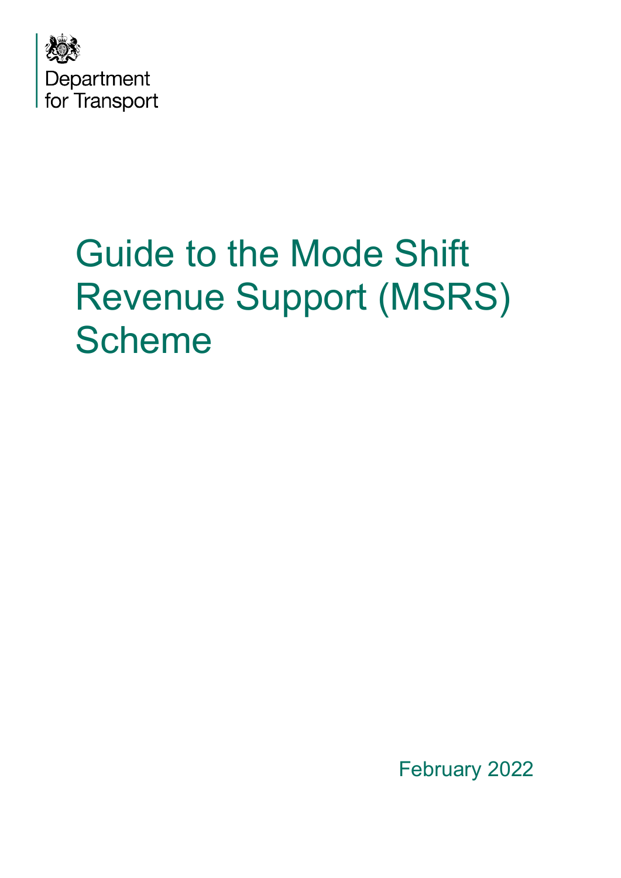Department for Transport

# Guide to the Mode Shift Revenue Support (MSRS) Scheme

February 2022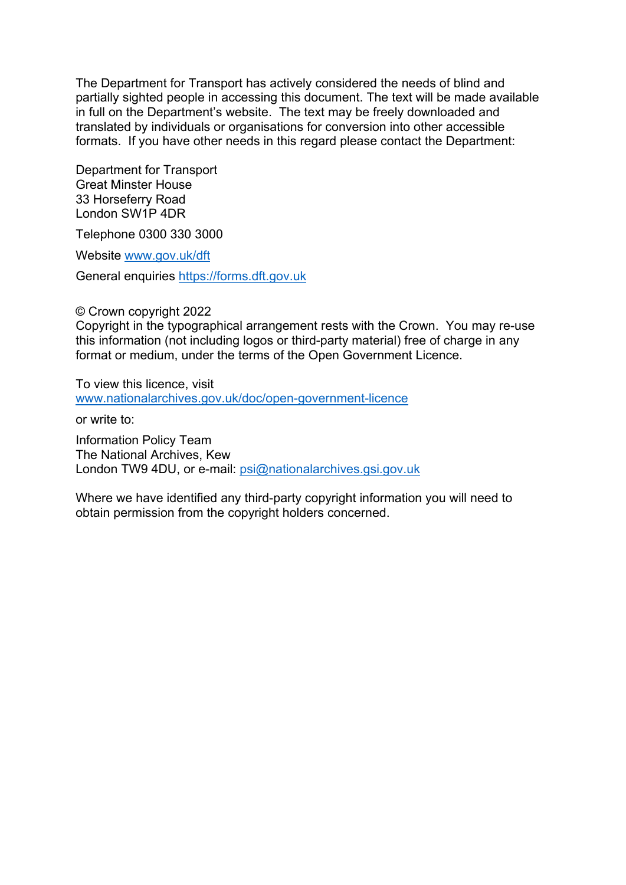The Department for Transport has actively considered the needs of blind and partially sighted people in accessing this document. The text will be made available in full on the Department's website. The text may be freely downloaded and translated by individuals or organisations for conversion into other accessible formats. If you have other needs in this regard please contact the Department:

Department for Transport
Great Minster House
33 Horseferry Road
London SW1P 4DR

Telephone 0300 330 3000

Website www.gov.uk/dft

General enquiries https://forms.dft.gov.uk

© Crown copyright 2022
Copyright in the typographical arrangement rests with the Crown. You may re-use this information (not including logos or third-party material) free of charge in any format or medium, under the terms of the Open Government Licence.

To view this licence, visit
www.nationalarchives.gov.uk/doc/open-government-licence

or write to:

Information Policy Team
The National Archives, Kew
London TW9 4DU, or e-mail: psi@nationalarchives.gsi.gov.uk

Where we have identified any third-party copyright information you will need to obtain permission from the copyright holders concerned.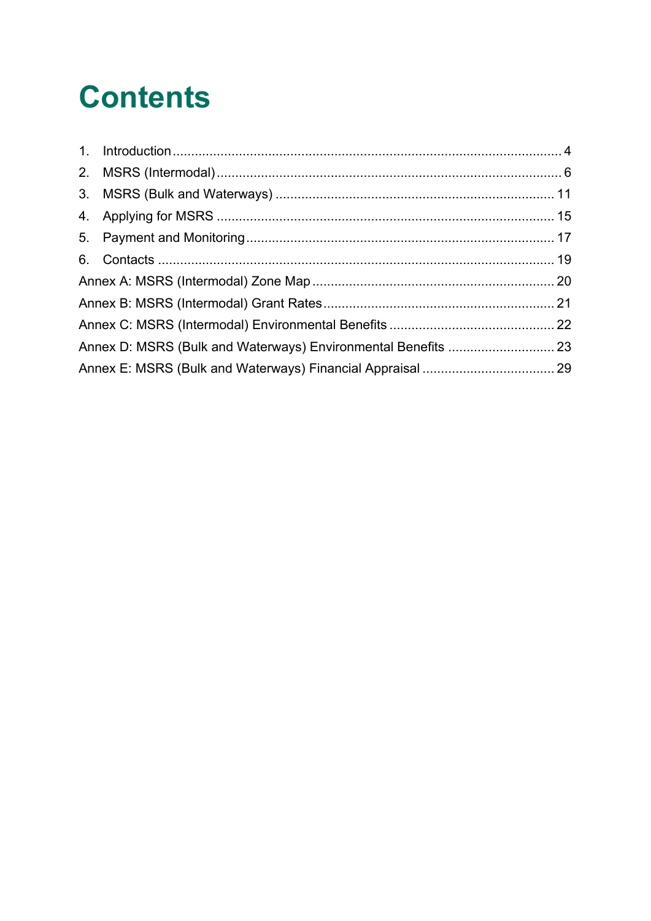# Contents

1. Introduction ........................................................................................................ 4
2. MSRS (Intermodal) ............................................................................................ 6
3. MSRS (Bulk and Waterways) ........................................................................... 11
4. Applying for MSRS .......................................................................................... 15
5. Payment and Monitoring .................................................................................. 17
6. Contacts .......................................................................................................... 19

Annex A: MSRS (Intermodal) Zone Map ................................................................. 20

Annex B: MSRS (Intermodal) Grant Rates .............................................................. 21

Annex C: MSRS (Intermodal) Environmental Benefits ............................................ 22

Annex D: MSRS (Bulk and Waterways) Environmental Benefits ............................ 23

Annex E: MSRS (Bulk and Waterways) Financial Appraisal ................................... 29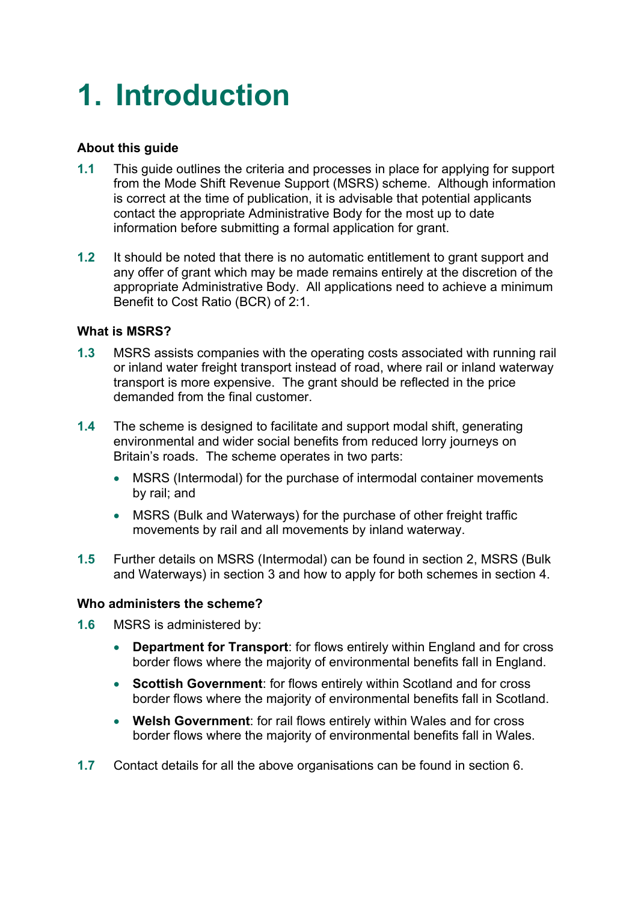# 1. Introduction

**About this guide**

**1.1** This guide outlines the criteria and processes in place for applying for support from the Mode Shift Revenue Support (MSRS) scheme. Although information is correct at the time of publication, it is advisable that potential applicants contact the appropriate Administrative Body for the most up to date information before submitting a formal application for grant.

**1.2** It should be noted that there is no automatic entitlement to grant support and any offer of grant which may be made remains entirely at the discretion of the appropriate Administrative Body. All applications need to achieve a minimum Benefit to Cost Ratio (BCR) of 2:1.

**What is MSRS?**

**1.3** MSRS assists companies with the operating costs associated with running rail or inland water freight transport instead of road, where rail or inland waterway transport is more expensive. The grant should be reflected in the price demanded from the final customer.

**1.4** The scheme is designed to facilitate and support modal shift, generating environmental and wider social benefits from reduced lorry journeys on Britain's roads. The scheme operates in two parts:

- MSRS (Intermodal) for the purchase of intermodal container movements by rail; and
- MSRS (Bulk and Waterways) for the purchase of other freight traffic movements by rail and all movements by inland waterway.

**1.5** Further details on MSRS (Intermodal) can be found in section 2, MSRS (Bulk and Waterways) in section 3 and how to apply for both schemes in section 4.

**Who administers the scheme?**

**1.6** MSRS is administered by:

- **Department for Transport**: for flows entirely within England and for cross border flows where the majority of environmental benefits fall in England.
- **Scottish Government**: for flows entirely within Scotland and for cross border flows where the majority of environmental benefits fall in Scotland.
- **Welsh Government**: for rail flows entirely within Wales and for cross border flows where the majority of environmental benefits fall in Wales.

**1.7** Contact details for all the above organisations can be found in section 6.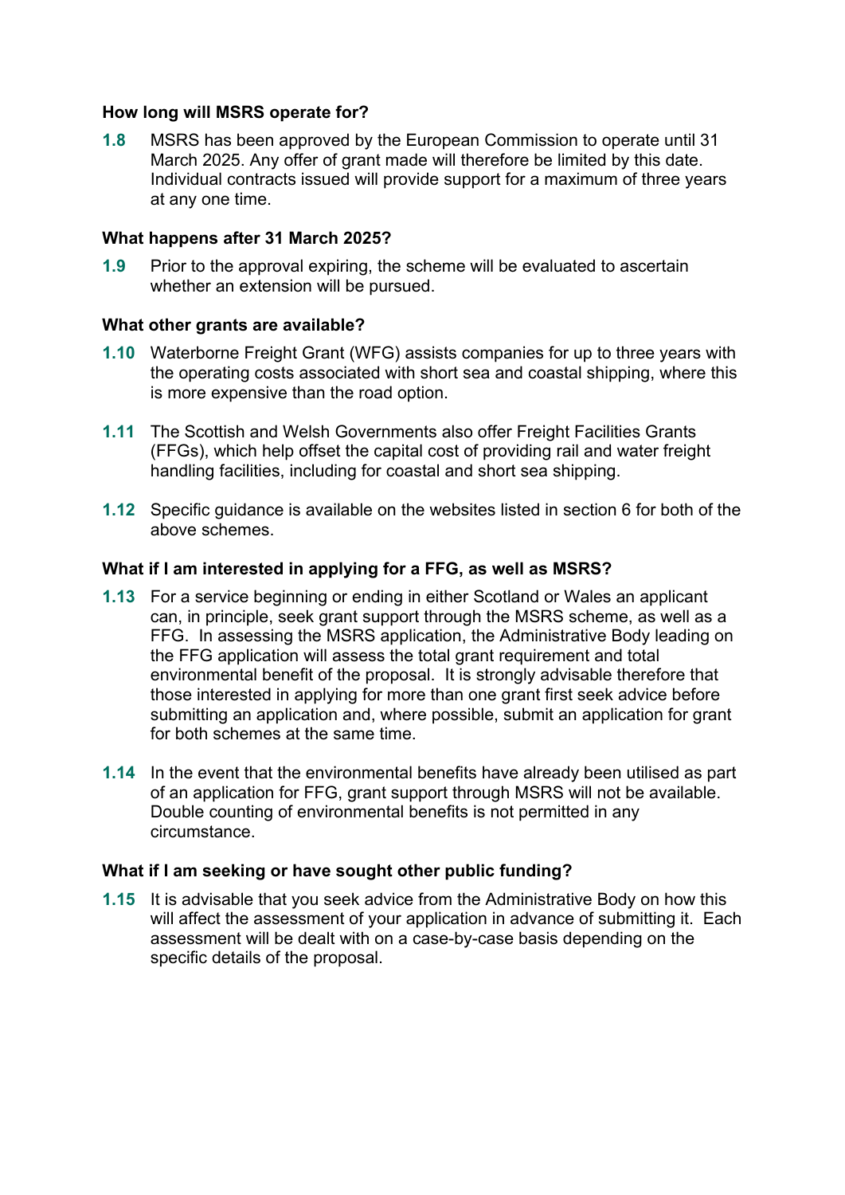### How long will MSRS operate for?

**1.8** MSRS has been approved by the European Commission to operate until 31 March 2025. Any offer of grant made will therefore be limited by this date. Individual contracts issued will provide support for a maximum of three years at any one time.

### What happens after 31 March 2025?

**1.9** Prior to the approval expiring, the scheme will be evaluated to ascertain whether an extension will be pursued.

### What other grants are available?

**1.10** Waterborne Freight Grant (WFG) assists companies for up to three years with the operating costs associated with short sea and coastal shipping, where this is more expensive than the road option.

**1.11** The Scottish and Welsh Governments also offer Freight Facilities Grants (FFGs), which help offset the capital cost of providing rail and water freight handling facilities, including for coastal and short sea shipping.

**1.12** Specific guidance is available on the websites listed in section 6 for both of the above schemes.

### What if I am interested in applying for a FFG, as well as MSRS?

**1.13** For a service beginning or ending in either Scotland or Wales an applicant can, in principle, seek grant support through the MSRS scheme, as well as a FFG. In assessing the MSRS application, the Administrative Body leading on the FFG application will assess the total grant requirement and total environmental benefit of the proposal. It is strongly advisable therefore that those interested in applying for more than one grant first seek advice before submitting an application and, where possible, submit an application for grant for both schemes at the same time.

**1.14** In the event that the environmental benefits have already been utilised as part of an application for FFG, grant support through MSRS will not be available. Double counting of environmental benefits is not permitted in any circumstance.

### What if I am seeking or have sought other public funding?

**1.15** It is advisable that you seek advice from the Administrative Body on how this will affect the assessment of your application in advance of submitting it. Each assessment will be dealt with on a case-by-case basis depending on the specific details of the proposal.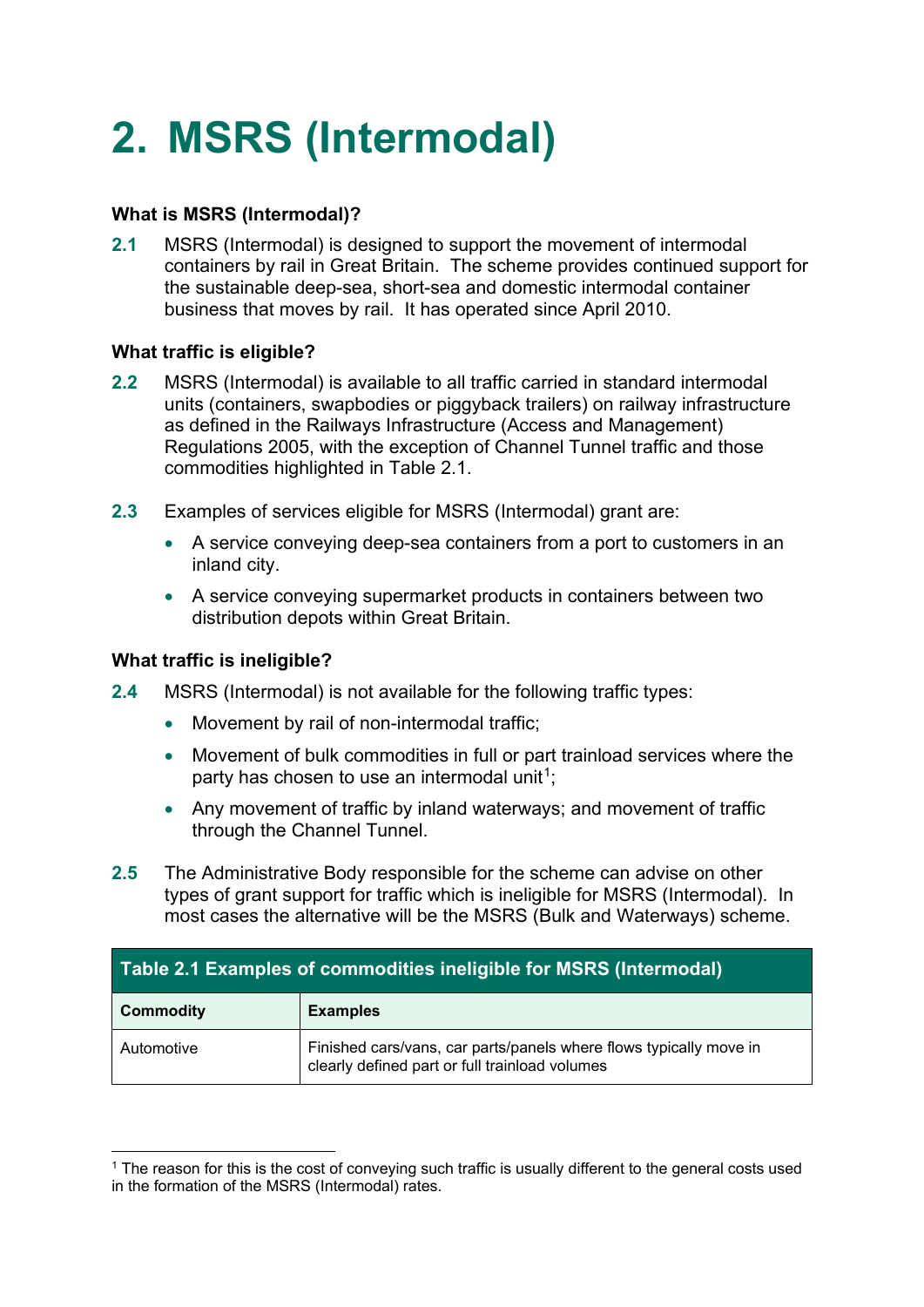# 2. MSRS (Intermodal)

### What is MSRS (Intermodal)?

**2.1** MSRS (Intermodal) is designed to support the movement of intermodal containers by rail in Great Britain. The scheme provides continued support for the sustainable deep-sea, short-sea and domestic intermodal container business that moves by rail. It has operated since April 2010.

### What traffic is eligible?

**2.2** MSRS (Intermodal) is available to all traffic carried in standard intermodal units (containers, swapbodies or piggyback trailers) on railway infrastructure as defined in the Railways Infrastructure (Access and Management) Regulations 2005, with the exception of Channel Tunnel traffic and those commodities highlighted in Table 2.1.

**2.3** Examples of services eligible for MSRS (Intermodal) grant are:

- A service conveying deep-sea containers from a port to customers in an inland city.
- A service conveying supermarket products in containers between two distribution depots within Great Britain.

### What traffic is ineligible?

**2.4** MSRS (Intermodal) is not available for the following traffic types:

- Movement by rail of non-intermodal traffic;
- Movement of bulk commodities in full or part trainload services where the party has chosen to use an intermodal unit[1];
- Any movement of traffic by inland waterways; and movement of traffic through the Channel Tunnel.

**2.5** The Administrative Body responsible for the scheme can advise on other types of grant support for traffic which is ineligible for MSRS (Intermodal). In most cases the alternative will be the MSRS (Bulk and Waterways) scheme.

**Table 2.1 Examples of commodities ineligible for MSRS (Intermodal)**

| Commodity | Examples |
| --- | --- |
| Automotive | Finished cars/vans, car parts/panels where flows typically move in clearly defined part or full trainload volumes |

[1] The reason for this is the cost of conveying such traffic is usually different to the general costs used in the formation of the MSRS (Intermodal) rates.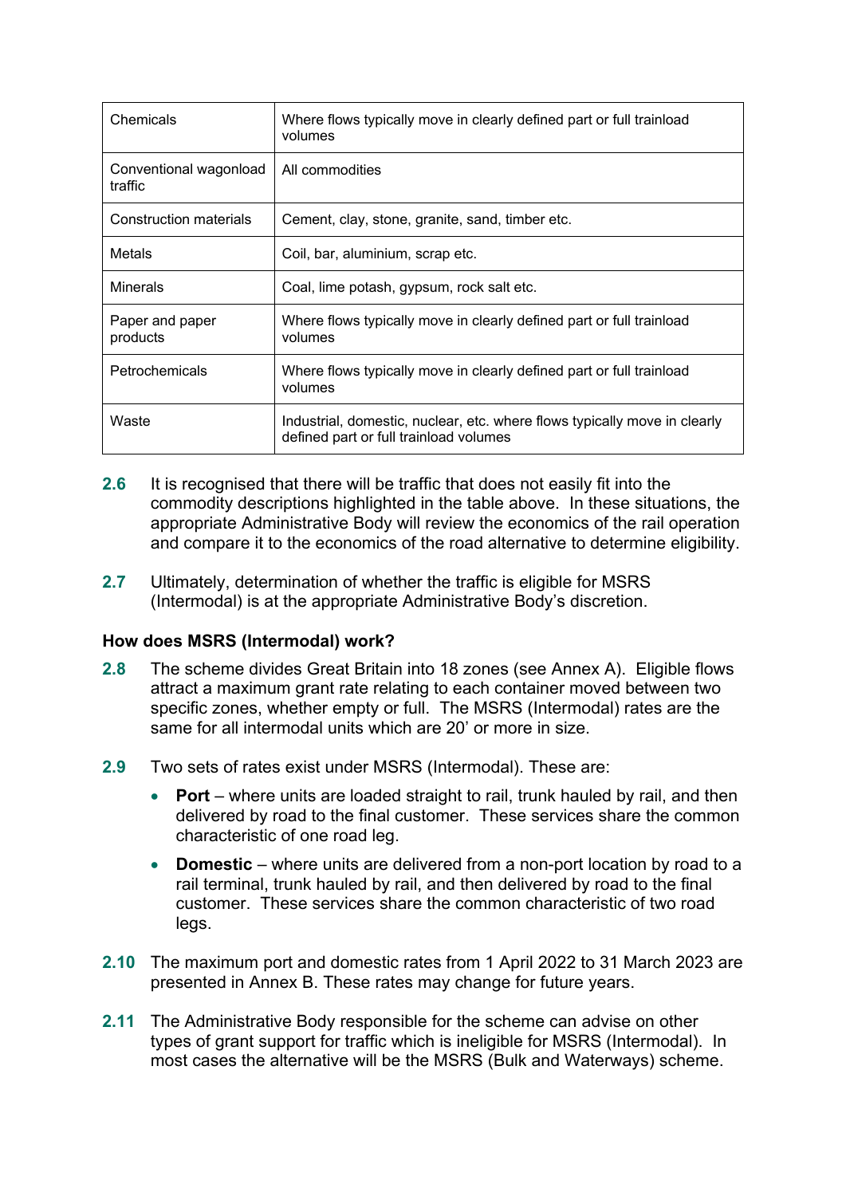| | |
|---|---|
| Chemicals | Where flows typically move in clearly defined part or full trainload volumes |
| Conventional wagonload traffic | All commodities |
| Construction materials | Cement, clay, stone, granite, sand, timber etc. |
| Metals | Coil, bar, aluminium, scrap etc. |
| Minerals | Coal, lime potash, gypsum, rock salt etc. |
| Paper and paper products | Where flows typically move in clearly defined part or full trainload volumes |
| Petrochemicals | Where flows typically move in clearly defined part or full trainload volumes |
| Waste | Industrial, domestic, nuclear, etc. where flows typically move in clearly defined part or full trainload volumes |

**2.6** It is recognised that there will be traffic that does not easily fit into the commodity descriptions highlighted in the table above. In these situations, the appropriate Administrative Body will review the economics of the rail operation and compare it to the economics of the road alternative to determine eligibility.

**2.7** Ultimately, determination of whether the traffic is eligible for MSRS (Intermodal) is at the appropriate Administrative Body's discretion.

### How does MSRS (Intermodal) work?

**2.8** The scheme divides Great Britain into 18 zones (see Annex A). Eligible flows attract a maximum grant rate relating to each container moved between two specific zones, whether empty or full. The MSRS (Intermodal) rates are the same for all intermodal units which are 20' or more in size.

**2.9** Two sets of rates exist under MSRS (Intermodal). These are:

- **Port** – where units are loaded straight to rail, trunk hauled by rail, and then delivered by road to the final customer. These services share the common characteristic of one road leg.
- **Domestic** – where units are delivered from a non-port location by road to a rail terminal, trunk hauled by rail, and then delivered by road to the final customer. These services share the common characteristic of two road legs.

**2.10** The maximum port and domestic rates from 1 April 2022 to 31 March 2023 are presented in Annex B. These rates may change for future years.

**2.11** The Administrative Body responsible for the scheme can advise on other types of grant support for traffic which is ineligible for MSRS (Intermodal). In most cases the alternative will be the MSRS (Bulk and Waterways) scheme.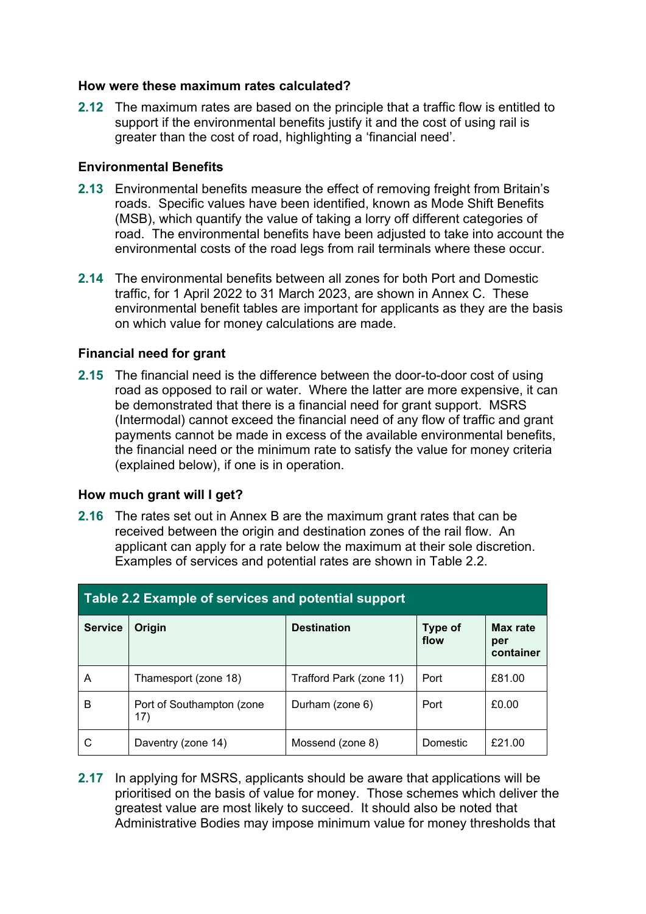### How were these maximum rates calculated?

**2.12** The maximum rates are based on the principle that a traffic flow is entitled to support if the environmental benefits justify it and the cost of using rail is greater than the cost of road, highlighting a 'financial need'.

### Environmental Benefits

**2.13** Environmental benefits measure the effect of removing freight from Britain's roads. Specific values have been identified, known as Mode Shift Benefits (MSB), which quantify the value of taking a lorry off different categories of road. The environmental benefits have been adjusted to take into account the environmental costs of the road legs from rail terminals where these occur.

**2.14** The environmental benefits between all zones for both Port and Domestic traffic, for 1 April 2022 to 31 March 2023, are shown in Annex C. These environmental benefit tables are important for applicants as they are the basis on which value for money calculations are made.

### Financial need for grant

**2.15** The financial need is the difference between the door-to-door cost of using road as opposed to rail or water. Where the latter are more expensive, it can be demonstrated that there is a financial need for grant support. MSRS (Intermodal) cannot exceed the financial need of any flow of traffic and grant payments cannot be made in excess of the available environmental benefits, the financial need or the minimum rate to satisfy the value for money criteria (explained below), if one is in operation.

### How much grant will I get?

**2.16** The rates set out in Annex B are the maximum grant rates that can be received between the origin and destination zones of the rail flow. An applicant can apply for a rate below the maximum at their sole discretion. Examples of services and potential rates are shown in Table 2.2.

**Table 2.2 Example of services and potential support**

| Service | Origin | Destination | Type of flow | Max rate per container |
|---|---|---|---|---|
| A | Thamesport (zone 18) | Trafford Park (zone 11) | Port | £81.00 |
| B | Port of Southampton (zone 17) | Durham (zone 6) | Port | £0.00 |
| C | Daventry (zone 14) | Mossend (zone 8) | Domestic | £21.00 |

**2.17** In applying for MSRS, applicants should be aware that applications will be prioritised on the basis of value for money. Those schemes which deliver the greatest value are most likely to succeed. It should also be noted that Administrative Bodies may impose minimum value for money thresholds that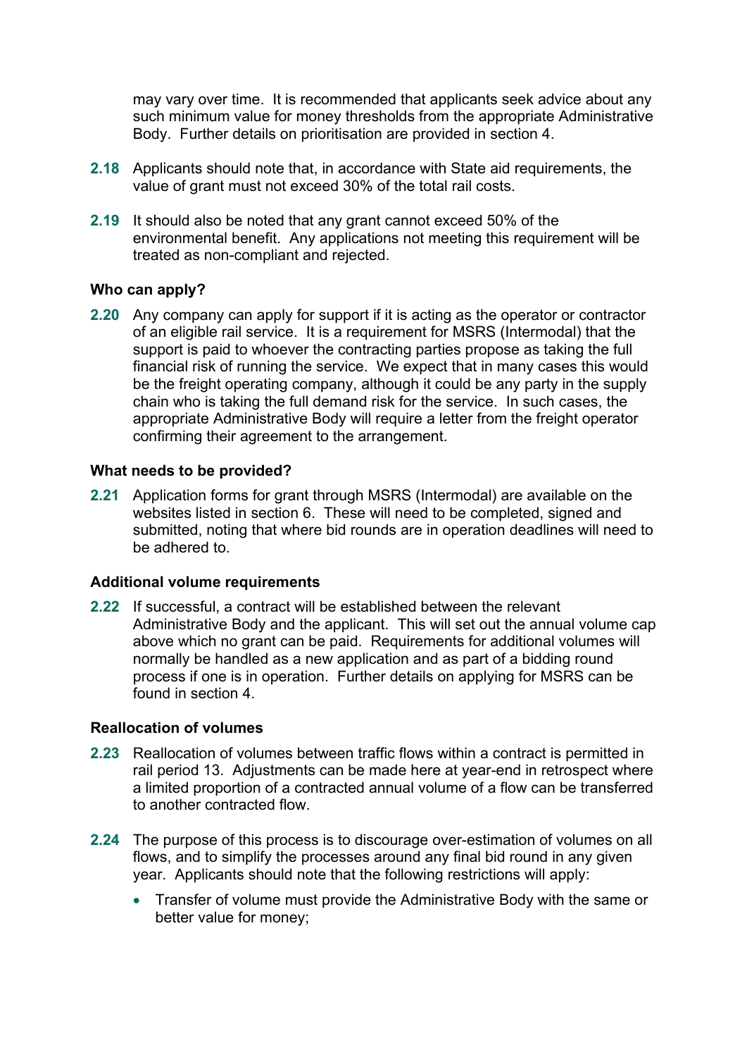may vary over time. It is recommended that applicants seek advice about any such minimum value for money thresholds from the appropriate Administrative Body. Further details on prioritisation are provided in section 4.

**2.18** Applicants should note that, in accordance with State aid requirements, the value of grant must not exceed 30% of the total rail costs.

**2.19** It should also be noted that any grant cannot exceed 50% of the environmental benefit. Any applications not meeting this requirement will be treated as non-compliant and rejected.

### Who can apply?

**2.20** Any company can apply for support if it is acting as the operator or contractor of an eligible rail service. It is a requirement for MSRS (Intermodal) that the support is paid to whoever the contracting parties propose as taking the full financial risk of running the service. We expect that in many cases this would be the freight operating company, although it could be any party in the supply chain who is taking the full demand risk for the service. In such cases, the appropriate Administrative Body will require a letter from the freight operator confirming their agreement to the arrangement.

### What needs to be provided?

**2.21** Application forms for grant through MSRS (Intermodal) are available on the websites listed in section 6. These will need to be completed, signed and submitted, noting that where bid rounds are in operation deadlines will need to be adhered to.

### Additional volume requirements

**2.22** If successful, a contract will be established between the relevant Administrative Body and the applicant. This will set out the annual volume cap above which no grant can be paid. Requirements for additional volumes will normally be handled as a new application and as part of a bidding round process if one is in operation. Further details on applying for MSRS can be found in section 4.

### Reallocation of volumes

**2.23** Reallocation of volumes between traffic flows within a contract is permitted in rail period 13. Adjustments can be made here at year-end in retrospect where a limited proportion of a contracted annual volume of a flow can be transferred to another contracted flow.

**2.24** The purpose of this process is to discourage over-estimation of volumes on all flows, and to simplify the processes around any final bid round in any given year. Applicants should note that the following restrictions will apply:

- Transfer of volume must provide the Administrative Body with the same or better value for money;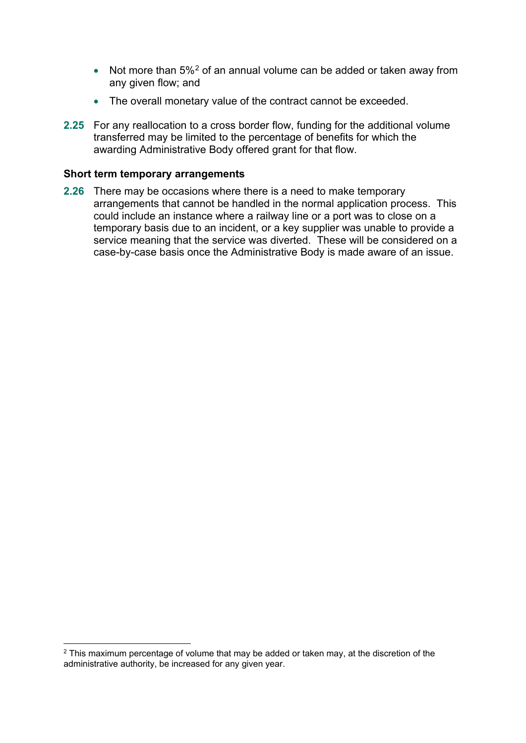- Not more than 5%[2] of an annual volume can be added or taken away from any given flow; and
- The overall monetary value of the contract cannot be exceeded.

**2.25** For any reallocation to a cross border flow, funding for the additional volume transferred may be limited to the percentage of benefits for which the awarding Administrative Body offered grant for that flow.

**Short term temporary arrangements**

**2.26** There may be occasions where there is a need to make temporary arrangements that cannot be handled in the normal application process. This could include an instance where a railway line or a port was to close on a temporary basis due to an incident, or a key supplier was unable to provide a service meaning that the service was diverted. These will be considered on a case-by-case basis once the Administrative Body is made aware of an issue.

[2] This maximum percentage of volume that may be added or taken may, at the discretion of the administrative authority, be increased for any given year.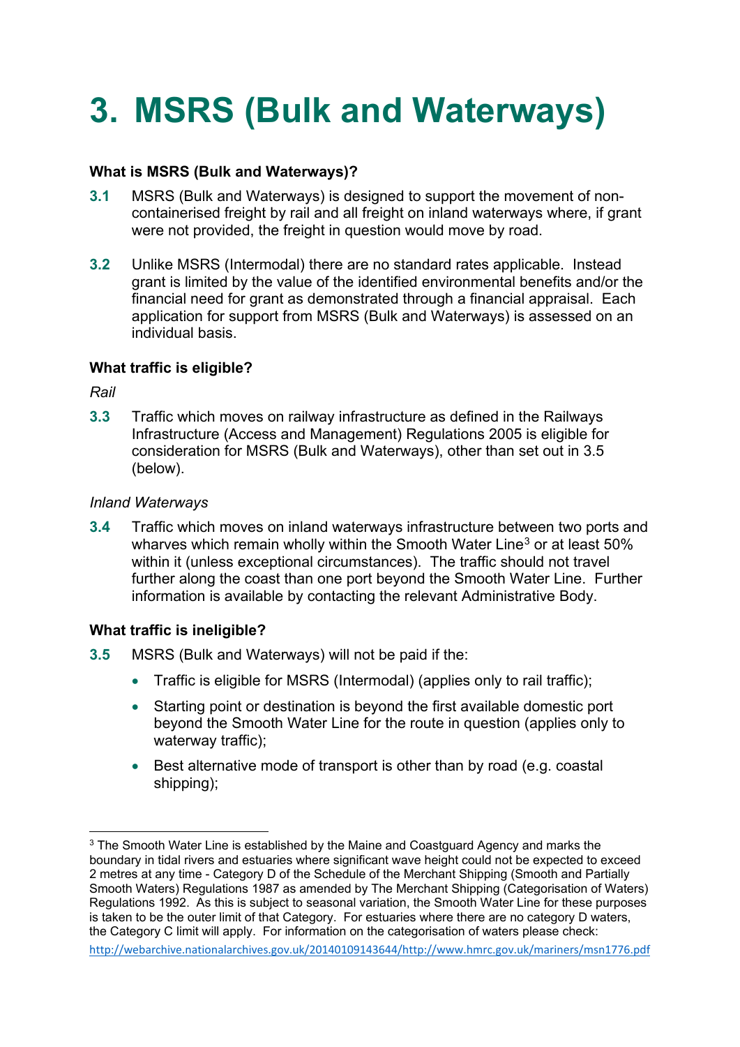# 3. MSRS (Bulk and Waterways)

**What is MSRS (Bulk and Waterways)?**

**3.1** MSRS (Bulk and Waterways) is designed to support the movement of non-containerised freight by rail and all freight on inland waterways where, if grant were not provided, the freight in question would move by road.

**3.2** Unlike MSRS (Intermodal) there are no standard rates applicable. Instead grant is limited by the value of the identified environmental benefits and/or the financial need for grant as demonstrated through a financial appraisal. Each application for support from MSRS (Bulk and Waterways) is assessed on an individual basis.

**What traffic is eligible?**

*Rail*

**3.3** Traffic which moves on railway infrastructure as defined in the Railways Infrastructure (Access and Management) Regulations 2005 is eligible for consideration for MSRS (Bulk and Waterways), other than set out in 3.5 (below).

*Inland Waterways*

**3.4** Traffic which moves on inland waterways infrastructure between two ports and wharves which remain wholly within the Smooth Water Line[3] or at least 50% within it (unless exceptional circumstances). The traffic should not travel further along the coast than one port beyond the Smooth Water Line. Further information is available by contacting the relevant Administrative Body.

**What traffic is ineligible?**

**3.5** MSRS (Bulk and Waterways) will not be paid if the:

- Traffic is eligible for MSRS (Intermodal) (applies only to rail traffic);
- Starting point or destination is beyond the first available domestic port beyond the Smooth Water Line for the route in question (applies only to waterway traffic);
- Best alternative mode of transport is other than by road (e.g. coastal shipping);

[3] The Smooth Water Line is established by the Maine and Coastguard Agency and marks the boundary in tidal rivers and estuaries where significant wave height could not be expected to exceed 2 metres at any time - Category D of the Schedule of the Merchant Shipping (Smooth and Partially Smooth Waters) Regulations 1987 as amended by The Merchant Shipping (Categorisation of Waters) Regulations 1992. As this is subject to seasonal variation, the Smooth Water Line for these purposes is taken to be the outer limit of that Category. For estuaries where there are no category D waters, the Category C limit will apply. For information on the categorisation of waters please check: http://webarchive.nationalarchives.gov.uk/20140109143644/http://www.hmrc.gov.uk/mariners/msn1776.pdf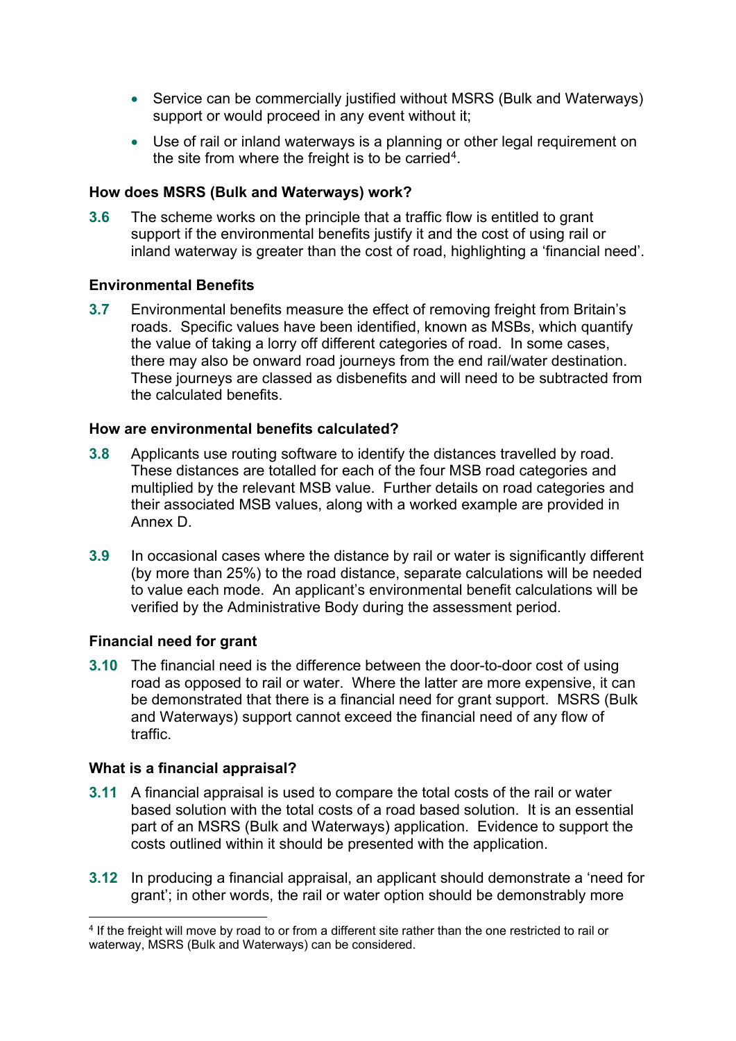- Service can be commercially justified without MSRS (Bulk and Waterways) support or would proceed in any event without it;
- Use of rail or inland waterways is a planning or other legal requirement on the site from where the freight is to be carried[4].

### How does MSRS (Bulk and Waterways) work?

**3.6** The scheme works on the principle that a traffic flow is entitled to grant support if the environmental benefits justify it and the cost of using rail or inland waterway is greater than the cost of road, highlighting a 'financial need'.

### Environmental Benefits

**3.7** Environmental benefits measure the effect of removing freight from Britain's roads. Specific values have been identified, known as MSBs, which quantify the value of taking a lorry off different categories of road. In some cases, there may also be onward road journeys from the end rail/water destination. These journeys are classed as disbenefits and will need to be subtracted from the calculated benefits.

### How are environmental benefits calculated?

**3.8** Applicants use routing software to identify the distances travelled by road. These distances are totalled for each of the four MSB road categories and multiplied by the relevant MSB value. Further details on road categories and their associated MSB values, along with a worked example are provided in Annex D.

**3.9** In occasional cases where the distance by rail or water is significantly different (by more than 25%) to the road distance, separate calculations will be needed to value each mode. An applicant's environmental benefit calculations will be verified by the Administrative Body during the assessment period.

### Financial need for grant

**3.10** The financial need is the difference between the door-to-door cost of using road as opposed to rail or water. Where the latter are more expensive, it can be demonstrated that there is a financial need for grant support. MSRS (Bulk and Waterways) support cannot exceed the financial need of any flow of traffic.

### What is a financial appraisal?

**3.11** A financial appraisal is used to compare the total costs of the rail or water based solution with the total costs of a road based solution. It is an essential part of an MSRS (Bulk and Waterways) application. Evidence to support the costs outlined within it should be presented with the application.

**3.12** In producing a financial appraisal, an applicant should demonstrate a 'need for grant'; in other words, the rail or water option should be demonstrably more

[4] If the freight will move by road to or from a different site rather than the one restricted to rail or waterway, MSRS (Bulk and Waterways) can be considered.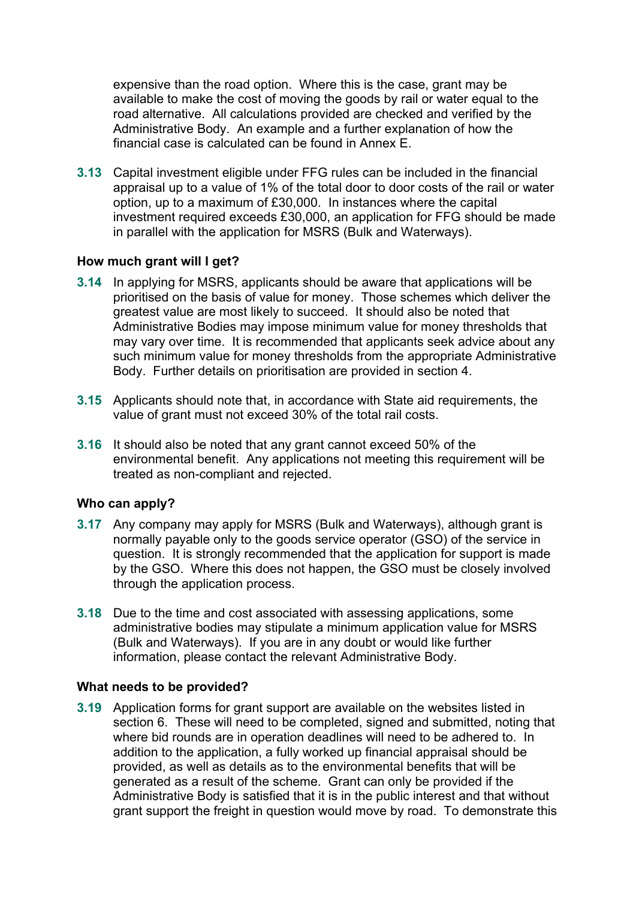expensive than the road option. Where this is the case, grant may be available to make the cost of moving the goods by rail or water equal to the road alternative. All calculations provided are checked and verified by the Administrative Body. An example and a further explanation of how the financial case is calculated can be found in Annex E.

**3.13** Capital investment eligible under FFG rules can be included in the financial appraisal up to a value of 1% of the total door to door costs of the rail or water option, up to a maximum of £30,000. In instances where the capital investment required exceeds £30,000, an application for FFG should be made in parallel with the application for MSRS (Bulk and Waterways).

### How much grant will I get?

**3.14** In applying for MSRS, applicants should be aware that applications will be prioritised on the basis of value for money. Those schemes which deliver the greatest value are most likely to succeed. It should also be noted that Administrative Bodies may impose minimum value for money thresholds that may vary over time. It is recommended that applicants seek advice about any such minimum value for money thresholds from the appropriate Administrative Body. Further details on prioritisation are provided in section 4.

**3.15** Applicants should note that, in accordance with State aid requirements, the value of grant must not exceed 30% of the total rail costs.

**3.16** It should also be noted that any grant cannot exceed 50% of the environmental benefit. Any applications not meeting this requirement will be treated as non-compliant and rejected.

### Who can apply?

**3.17** Any company may apply for MSRS (Bulk and Waterways), although grant is normally payable only to the goods service operator (GSO) of the service in question. It is strongly recommended that the application for support is made by the GSO. Where this does not happen, the GSO must be closely involved through the application process.

**3.18** Due to the time and cost associated with assessing applications, some administrative bodies may stipulate a minimum application value for MSRS (Bulk and Waterways). If you are in any doubt or would like further information, please contact the relevant Administrative Body.

### What needs to be provided?

**3.19** Application forms for grant support are available on the websites listed in section 6. These will need to be completed, signed and submitted, noting that where bid rounds are in operation deadlines will need to be adhered to. In addition to the application, a fully worked up financial appraisal should be provided, as well as details as to the environmental benefits that will be generated as a result of the scheme. Grant can only be provided if the Administrative Body is satisfied that it is in the public interest and that without grant support the freight in question would move by road. To demonstrate this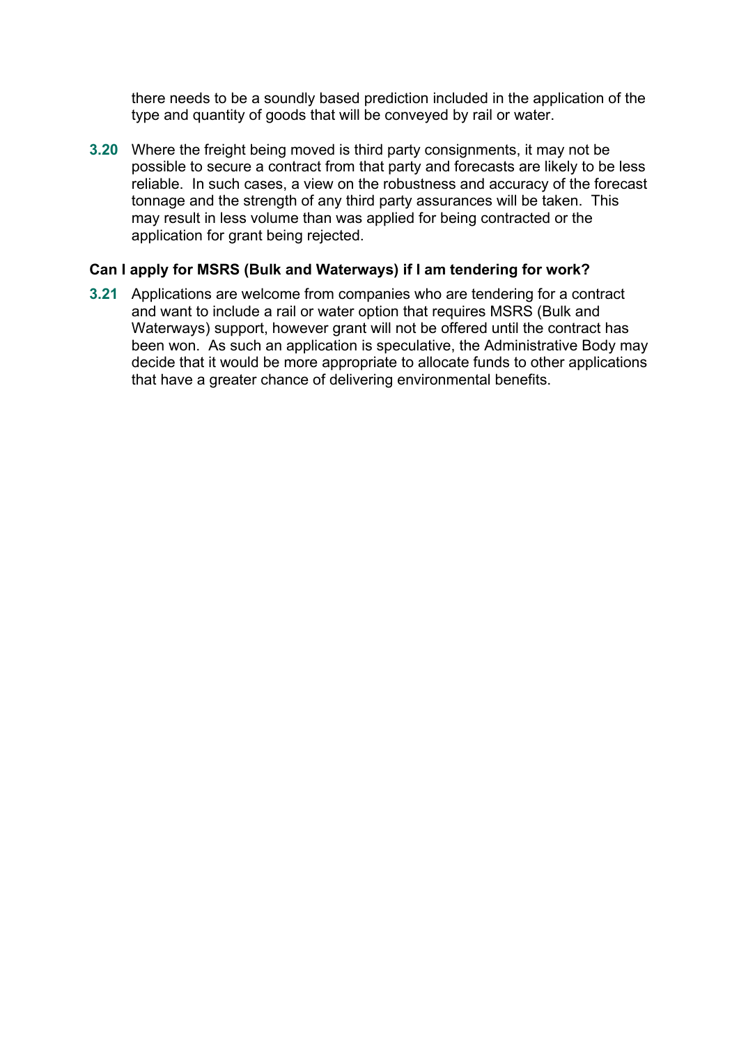there needs to be a soundly based prediction included in the application of the type and quantity of goods that will be conveyed by rail or water.

**3.20** Where the freight being moved is third party consignments, it may not be possible to secure a contract from that party and forecasts are likely to be less reliable. In such cases, a view on the robustness and accuracy of the forecast tonnage and the strength of any third party assurances will be taken. This may result in less volume than was applied for being contracted or the application for grant being rejected.

### Can I apply for MSRS (Bulk and Waterways) if I am tendering for work?

**3.21** Applications are welcome from companies who are tendering for a contract and want to include a rail or water option that requires MSRS (Bulk and Waterways) support, however grant will not be offered until the contract has been won. As such an application is speculative, the Administrative Body may decide that it would be more appropriate to allocate funds to other applications that have a greater chance of delivering environmental benefits.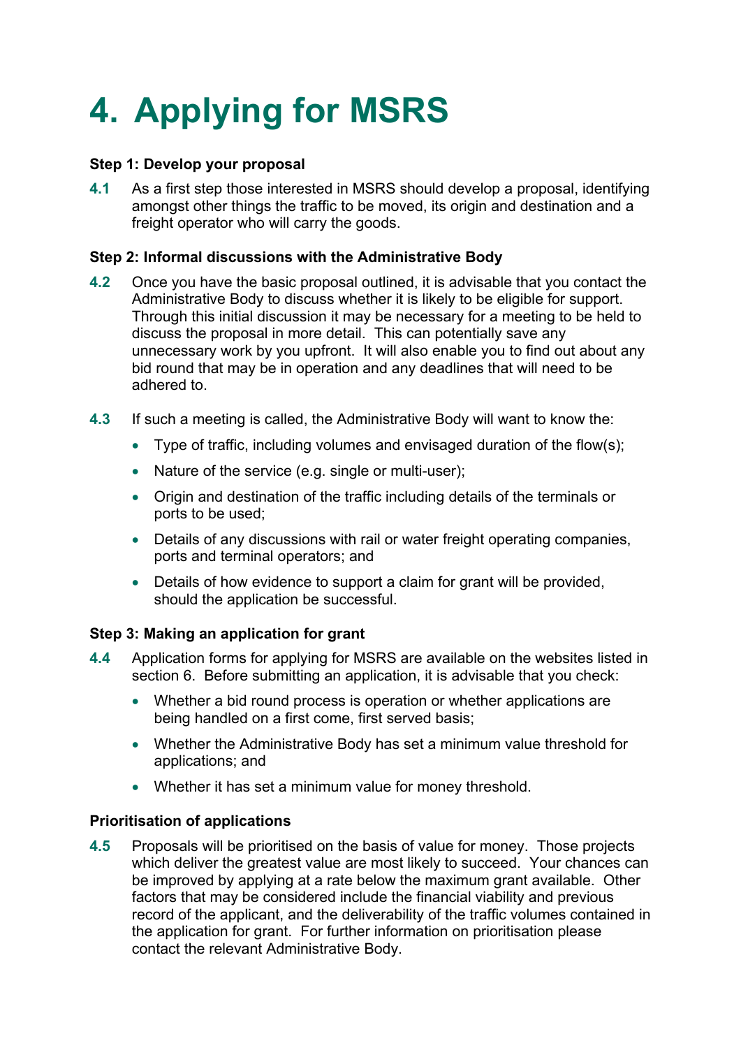# 4. Applying for MSRS

**Step 1: Develop your proposal**

**4.1** As a first step those interested in MSRS should develop a proposal, identifying amongst other things the traffic to be moved, its origin and destination and a freight operator who will carry the goods.

**Step 2: Informal discussions with the Administrative Body**

**4.2** Once you have the basic proposal outlined, it is advisable that you contact the Administrative Body to discuss whether it is likely to be eligible for support. Through this initial discussion it may be necessary for a meeting to be held to discuss the proposal in more detail. This can potentially save any unnecessary work by you upfront. It will also enable you to find out about any bid round that may be in operation and any deadlines that will need to be adhered to.

**4.3** If such a meeting is called, the Administrative Body will want to know the:

- Type of traffic, including volumes and envisaged duration of the flow(s);
- Nature of the service (e.g. single or multi-user);
- Origin and destination of the traffic including details of the terminals or ports to be used;
- Details of any discussions with rail or water freight operating companies, ports and terminal operators; and
- Details of how evidence to support a claim for grant will be provided, should the application be successful.

**Step 3: Making an application for grant**

**4.4** Application forms for applying for MSRS are available on the websites listed in section 6. Before submitting an application, it is advisable that you check:

- Whether a bid round process is operation or whether applications are being handled on a first come, first served basis;
- Whether the Administrative Body has set a minimum value threshold for applications; and
- Whether it has set a minimum value for money threshold.

**Prioritisation of applications**

**4.5** Proposals will be prioritised on the basis of value for money. Those projects which deliver the greatest value are most likely to succeed. Your chances can be improved by applying at a rate below the maximum grant available. Other factors that may be considered include the financial viability and previous record of the applicant, and the deliverability of the traffic volumes contained in the application for grant. For further information on prioritisation please contact the relevant Administrative Body.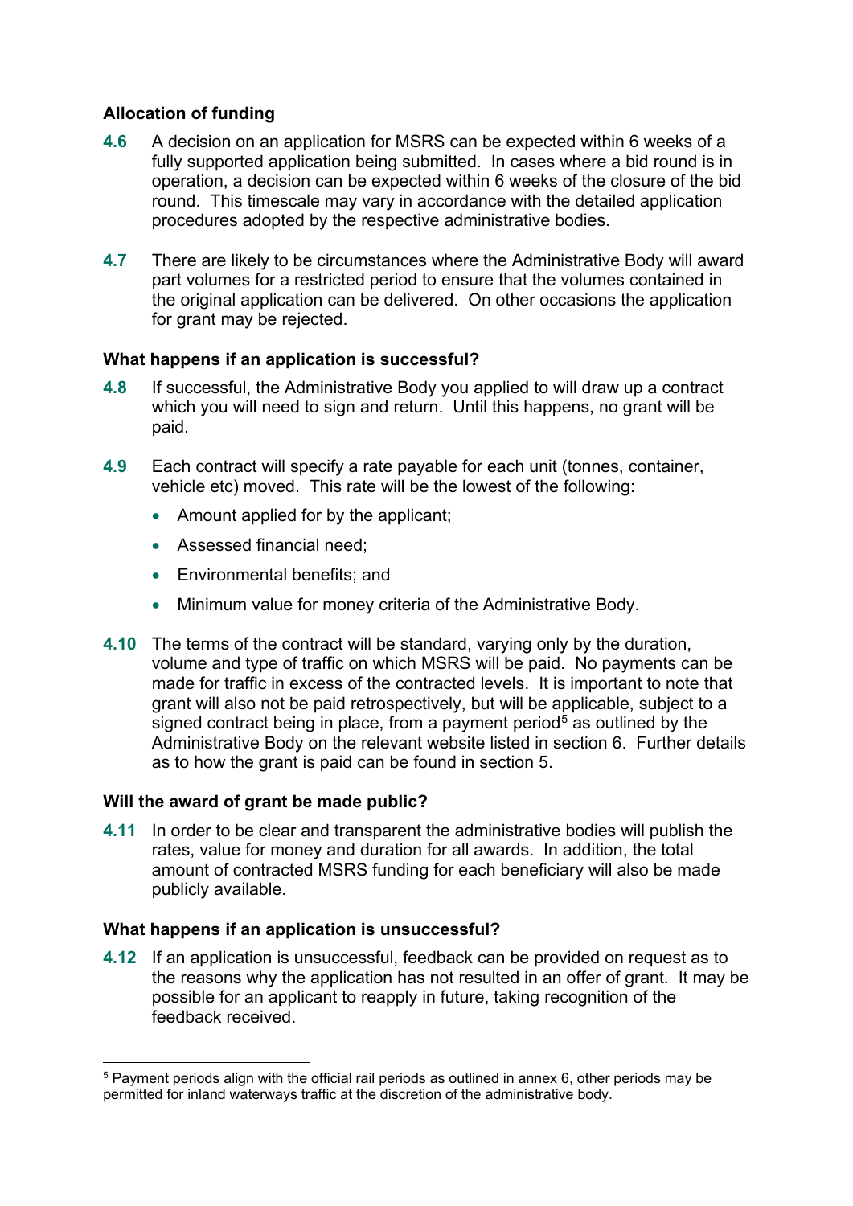### Allocation of funding

**4.6** A decision on an application for MSRS can be expected within 6 weeks of a fully supported application being submitted. In cases where a bid round is in operation, a decision can be expected within 6 weeks of the closure of the bid round. This timescale may vary in accordance with the detailed application procedures adopted by the respective administrative bodies.

**4.7** There are likely to be circumstances where the Administrative Body will award part volumes for a restricted period to ensure that the volumes contained in the original application can be delivered. On other occasions the application for grant may be rejected.

### What happens if an application is successful?

**4.8** If successful, the Administrative Body you applied to will draw up a contract which you will need to sign and return. Until this happens, no grant will be paid.

**4.9** Each contract will specify a rate payable for each unit (tonnes, container, vehicle etc) moved. This rate will be the lowest of the following:

- Amount applied for by the applicant;
- Assessed financial need;
- Environmental benefits; and
- Minimum value for money criteria of the Administrative Body.

**4.10** The terms of the contract will be standard, varying only by the duration, volume and type of traffic on which MSRS will be paid. No payments can be made for traffic in excess of the contracted levels. It is important to note that grant will also not be paid retrospectively, but will be applicable, subject to a signed contract being in place, from a payment period[5] as outlined by the Administrative Body on the relevant website listed in section 6. Further details as to how the grant is paid can be found in section 5.

### Will the award of grant be made public?

**4.11** In order to be clear and transparent the administrative bodies will publish the rates, value for money and duration for all awards. In addition, the total amount of contracted MSRS funding for each beneficiary will also be made publicly available.

### What happens if an application is unsuccessful?

**4.12** If an application is unsuccessful, feedback can be provided on request as to the reasons why the application has not resulted in an offer of grant. It may be possible for an applicant to reapply in future, taking recognition of the feedback received.

---

[5] Payment periods align with the official rail periods as outlined in annex 6, other periods may be permitted for inland waterways traffic at the discretion of the administrative body.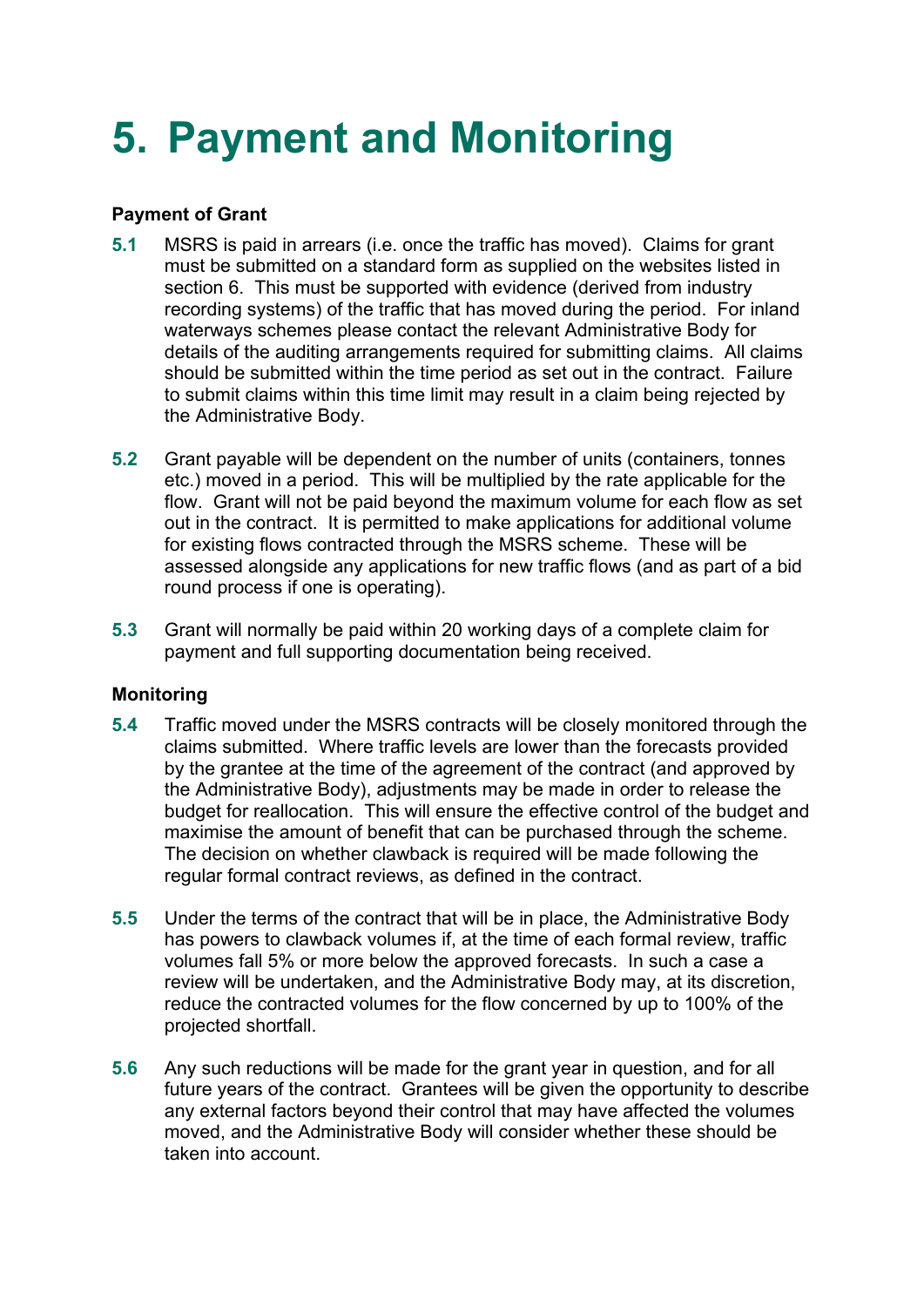# 5. Payment and Monitoring

**Payment of Grant**

**5.1** MSRS is paid in arrears (i.e. once the traffic has moved). Claims for grant must be submitted on a standard form as supplied on the websites listed in section 6. This must be supported with evidence (derived from industry recording systems) of the traffic that has moved during the period. For inland waterways schemes please contact the relevant Administrative Body for details of the auditing arrangements required for submitting claims. All claims should be submitted within the time period as set out in the contract. Failure to submit claims within this time limit may result in a claim being rejected by the Administrative Body.

**5.2** Grant payable will be dependent on the number of units (containers, tonnes etc.) moved in a period. This will be multiplied by the rate applicable for the flow. Grant will not be paid beyond the maximum volume for each flow as set out in the contract. It is permitted to make applications for additional volume for existing flows contracted through the MSRS scheme. These will be assessed alongside any applications for new traffic flows (and as part of a bid round process if one is operating).

**5.3** Grant will normally be paid within 20 working days of a complete claim for payment and full supporting documentation being received.

**Monitoring**

**5.4** Traffic moved under the MSRS contracts will be closely monitored through the claims submitted. Where traffic levels are lower than the forecasts provided by the grantee at the time of the agreement of the contract (and approved by the Administrative Body), adjustments may be made in order to release the budget for reallocation. This will ensure the effective control of the budget and maximise the amount of benefit that can be purchased through the scheme. The decision on whether clawback is required will be made following the regular formal contract reviews, as defined in the contract.

**5.5** Under the terms of the contract that will be in place, the Administrative Body has powers to clawback volumes if, at the time of each formal review, traffic volumes fall 5% or more below the approved forecasts. In such a case a review will be undertaken, and the Administrative Body may, at its discretion, reduce the contracted volumes for the flow concerned by up to 100% of the projected shortfall.

**5.6** Any such reductions will be made for the grant year in question, and for all future years of the contract. Grantees will be given the opportunity to describe any external factors beyond their control that may have affected the volumes moved, and the Administrative Body will consider whether these should be taken into account.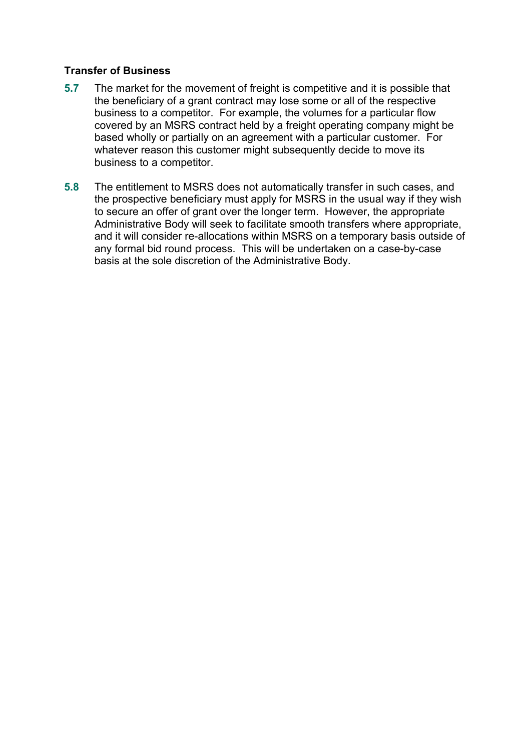**Transfer of Business**

**5.7** The market for the movement of freight is competitive and it is possible that the beneficiary of a grant contract may lose some or all of the respective business to a competitor. For example, the volumes for a particular flow covered by an MSRS contract held by a freight operating company might be based wholly or partially on an agreement with a particular customer. For whatever reason this customer might subsequently decide to move its business to a competitor.

**5.8** The entitlement to MSRS does not automatically transfer in such cases, and the prospective beneficiary must apply for MSRS in the usual way if they wish to secure an offer of grant over the longer term. However, the appropriate Administrative Body will seek to facilitate smooth transfers where appropriate, and it will consider re-allocations within MSRS on a temporary basis outside of any formal bid round process. This will be undertaken on a case-by-case basis at the sole discretion of the Administrative Body.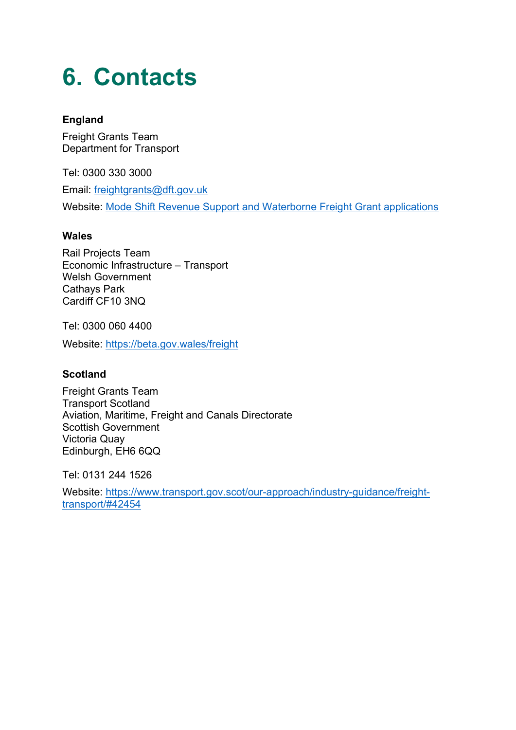# 6. Contacts

**England**

Freight Grants Team
Department for Transport

Tel: 0300 330 3000

Email: freightgrants@dft.gov.uk

Website: Mode Shift Revenue Support and Waterborne Freight Grant applications

**Wales**

Rail Projects Team
Economic Infrastructure – Transport
Welsh Government
Cathays Park
Cardiff CF10 3NQ

Tel: 0300 060 4400

Website: https://beta.gov.wales/freight

**Scotland**

Freight Grants Team
Transport Scotland
Aviation, Maritime, Freight and Canals Directorate
Scottish Government
Victoria Quay
Edinburgh, EH6 6QQ

Tel: 0131 244 1526

Website: https://www.transport.gov.scot/our-approach/industry-guidance/freight-transport/#42454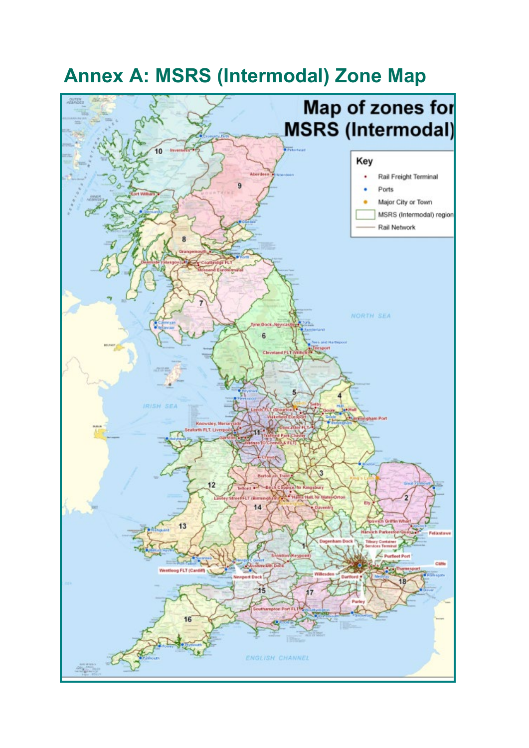# Annex A: MSRS (Intermodal) Zone Map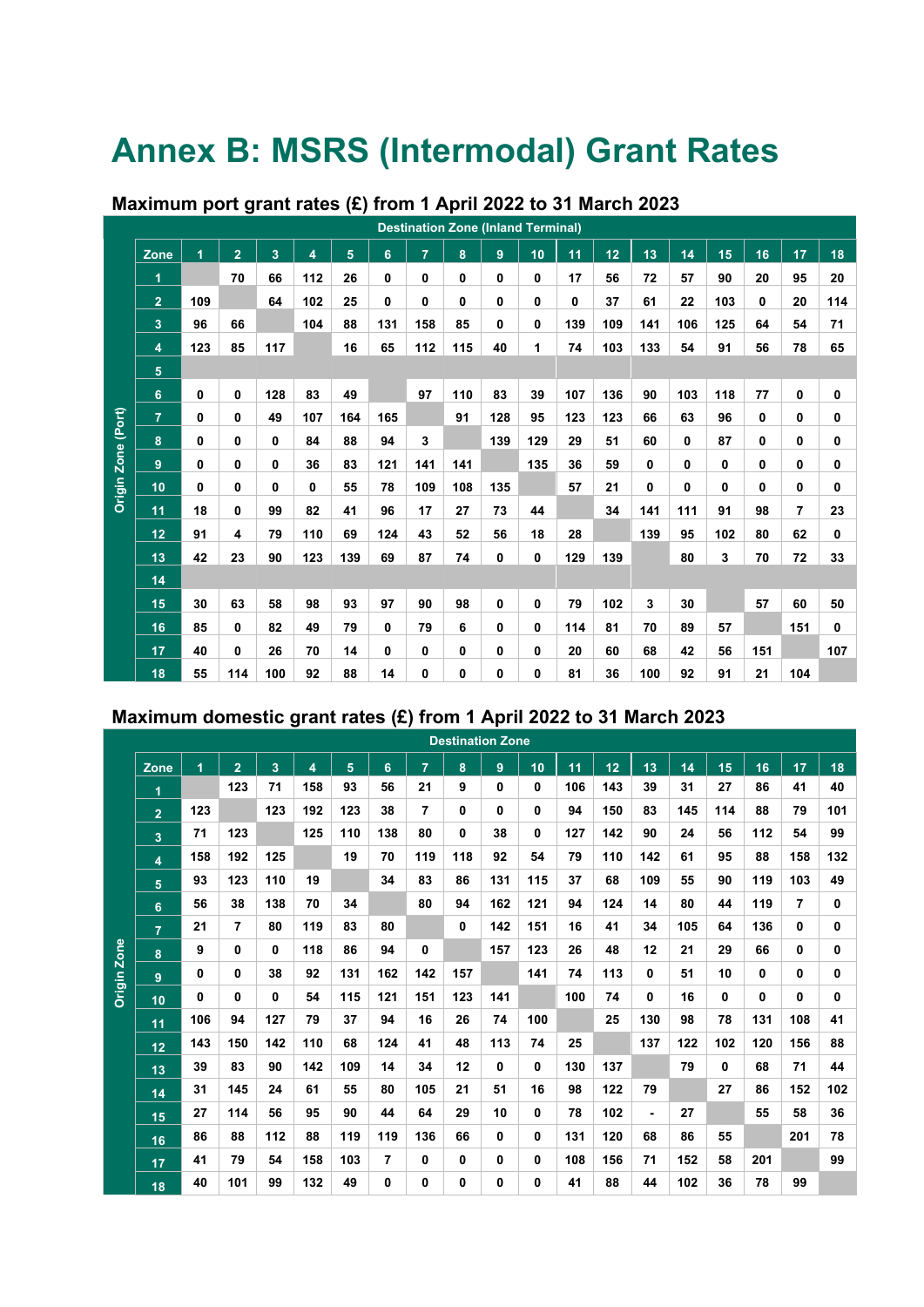# Annex B: MSRS (Intermodal) Grant Rates

## Maximum port grant rates (£) from 1 April 2022 to 31 March 2023

| | Destination Zone (Inland Terminal) | | | | | | | | | | | | | | | | | |
|---|---|---|---|---|---|---|---|---|---|---|---|---|---|---|---|---|---|---|
| **Origin Zone (Port)** Zone | 1 | 2 | 3 | 4 | 5 | 6 | 7 | 8 | 9 | 10 | 11 | 12 | 13 | 14 | 15 | 16 | 17 | 18 |
| 1 | | 70 | 66 | 112 | 26 | 0 | 0 | 0 | 0 | 0 | 17 | 56 | 72 | 57 | 90 | 20 | 95 | 20 |
| 2 | 109 | | 64 | 102 | 25 | 0 | 0 | 0 | 0 | 0 | 0 | 37 | 61 | 22 | 103 | 0 | 20 | 114 |
| 3 | 96 | 66 | | 104 | 88 | 131 | 158 | 85 | 0 | 0 | 139 | 109 | 141 | 106 | 125 | 64 | 54 | 71 |
| 4 | 123 | 85 | 117 | | 16 | 65 | 112 | 115 | 40 | 1 | 74 | 103 | 133 | 54 | 91 | 56 | 78 | 65 |
| 5 | | | | | | | | | | | | | | | | | | |
| 6 | 0 | 0 | 128 | 83 | 49 | | 97 | 110 | 83 | 39 | 107 | 136 | 90 | 103 | 118 | 77 | 0 | 0 |
| 7 | 0 | 0 | 49 | 107 | 164 | 165 | | 91 | 128 | 95 | 123 | 123 | 66 | 63 | 96 | 0 | 0 | 0 |
| 8 | 0 | 0 | 0 | 84 | 88 | 94 | 3 | | 139 | 129 | 29 | 51 | 60 | 0 | 87 | 0 | 0 | 0 |
| 9 | 0 | 0 | 0 | 36 | 83 | 121 | 141 | 141 | | 135 | 36 | 59 | 0 | 0 | 0 | 0 | 0 | 0 |
| 10 | 0 | 0 | 0 | 0 | 55 | 78 | 109 | 108 | 135 | | 57 | 21 | 0 | 0 | 0 | 0 | 0 | 0 |
| 11 | 18 | 0 | 99 | 82 | 41 | 96 | 17 | 27 | 73 | 44 | | 34 | 141 | 111 | 91 | 98 | 7 | 23 |
| 12 | 91 | 4 | 79 | 110 | 69 | 124 | 43 | 52 | 56 | 18 | 28 | | 139 | 95 | 102 | 80 | 62 | 0 |
| 13 | 42 | 23 | 90 | 123 | 139 | 69 | 87 | 74 | 0 | 0 | 129 | 139 | | 80 | 3 | 70 | 72 | 33 |
| 14 | | | | | | | | | | | | | | | | | | |
| 15 | 30 | 63 | 58 | 98 | 93 | 97 | 90 | 98 | 0 | 0 | 79 | 102 | 3 | 30 | | 57 | 60 | 50 |
| 16 | 85 | 0 | 82 | 49 | 79 | 0 | 79 | 6 | 0 | 0 | 114 | 81 | 70 | 89 | 57 | | 151 | 0 |
| 17 | 40 | 0 | 26 | 70 | 14 | 0 | 0 | 0 | 0 | 0 | 20 | 60 | 68 | 42 | 56 | 151 | | 107 |
| 18 | 55 | 114 | 100 | 92 | 88 | 14 | 0 | 0 | 0 | 0 | 81 | 36 | 100 | 92 | 91 | 21 | 104 | |

## Maximum domestic grant rates (£) from 1 April 2022 to 31 March 2023

| | Destination Zone | | | | | | | | | | | | | | | | | |
|---|---|---|---|---|---|---|---|---|---|---|---|---|---|---|---|---|---|---|
| **Origin Zone** Zone | 1 | 2 | 3 | 4 | 5 | 6 | 7 | 8 | 9 | 10 | 11 | 12 | 13 | 14 | 15 | 16 | 17 | 18 |
| 1 | | 123 | 71 | 158 | 93 | 56 | 21 | 9 | 0 | 0 | 106 | 143 | 39 | 31 | 27 | 86 | 41 | 40 |
| 2 | 123 | | 123 | 192 | 123 | 38 | 7 | 0 | 0 | 0 | 94 | 150 | 83 | 145 | 114 | 88 | 79 | 101 |
| 3 | 71 | 123 | | 125 | 110 | 138 | 80 | 0 | 38 | 0 | 127 | 142 | 90 | 24 | 56 | 112 | 54 | 99 |
| 4 | 158 | 192 | 125 | | 19 | 70 | 119 | 118 | 92 | 54 | 79 | 110 | 142 | 61 | 95 | 88 | 158 | 132 |
| 5 | 93 | 123 | 110 | 19 | | 34 | 83 | 86 | 131 | 115 | 37 | 68 | 109 | 55 | 90 | 119 | 103 | 49 |
| 6 | 56 | 38 | 138 | 70 | 34 | | 80 | 94 | 162 | 121 | 94 | 124 | 14 | 80 | 44 | 119 | 7 | 0 |
| 7 | 21 | 7 | 80 | 119 | 83 | 80 | | 0 | 142 | 151 | 16 | 41 | 34 | 105 | 64 | 136 | 0 | 0 |
| 8 | 9 | 0 | 0 | 118 | 86 | 94 | 0 | | 157 | 123 | 26 | 48 | 12 | 21 | 29 | 66 | 0 | 0 |
| 9 | 0 | 0 | 38 | 92 | 131 | 162 | 142 | 157 | | 141 | 74 | 113 | 0 | 51 | 10 | 0 | 0 | 0 |
| 10 | 0 | 0 | 0 | 54 | 115 | 121 | 151 | 123 | 141 | | 100 | 74 | 0 | 16 | 0 | 0 | 0 | 0 |
| 11 | 106 | 94 | 127 | 79 | 37 | 94 | 16 | 26 | 74 | 100 | | 25 | 130 | 98 | 78 | 131 | 108 | 41 |
| 12 | 143 | 150 | 142 | 110 | 68 | 124 | 41 | 48 | 113 | 74 | 25 | | 137 | 122 | 102 | 120 | 156 | 88 |
| 13 | 39 | 83 | 90 | 142 | 109 | 14 | 34 | 12 | 0 | 0 | 130 | 137 | | 79 | 0 | 68 | 71 | 44 |
| 14 | 31 | 145 | 24 | 61 | 55 | 80 | 105 | 21 | 51 | 16 | 98 | 122 | 79 | | 27 | 86 | 152 | 102 |
| 15 | 27 | 114 | 56 | 95 | 90 | 44 | 64 | 29 | 10 | 0 | 78 | 102 | - | 27 | | 55 | 58 | 36 |
| 16 | 86 | 88 | 112 | 88 | 119 | 119 | 136 | 66 | 0 | 0 | 131 | 120 | 68 | 86 | 55 | | 201 | 78 |
| 17 | 41 | 79 | 54 | 158 | 103 | 7 | 0 | 0 | 0 | 0 | 108 | 156 | 71 | 152 | 58 | 201 | | 99 |
| 18 | 40 | 101 | 99 | 132 | 49 | 0 | 0 | 0 | 0 | 0 | 41 | 88 | 44 | 102 | 36 | 78 | 99 | |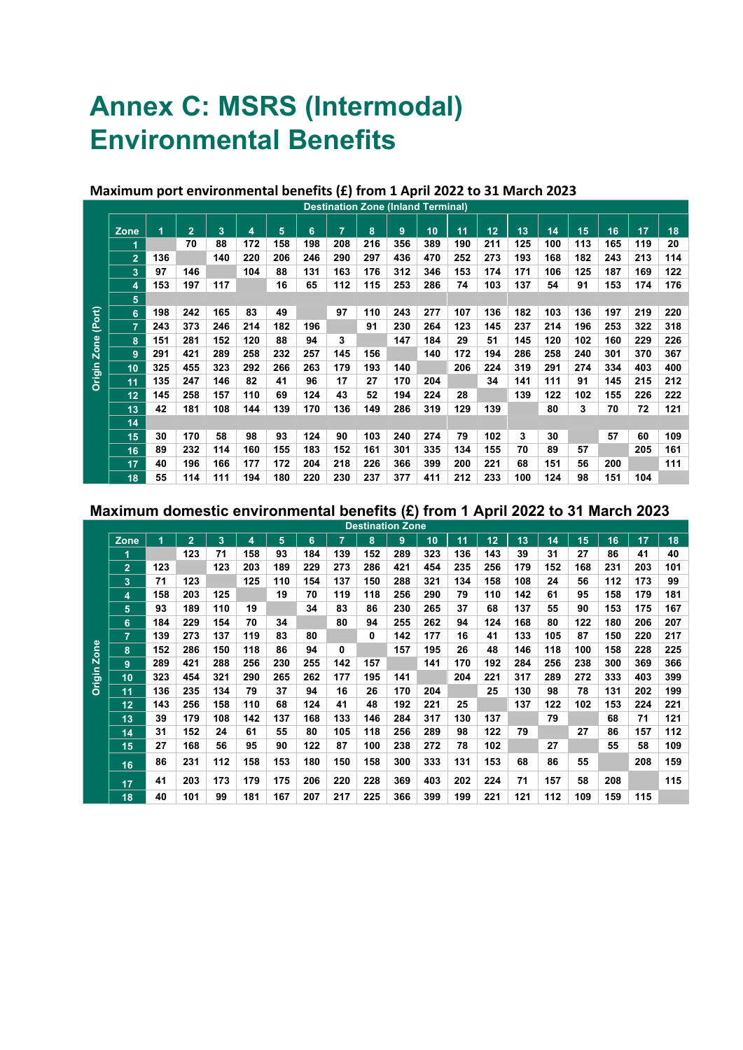# Annex C: MSRS (Intermodal) Environmental Benefits

## Maximum port environmental benefits (£) from 1 April 2022 to 31 March 2023

| Origin Zone (Port) | Destination Zone (Inland Terminal) | | | | | | | | | | | | | | | | | |
|---|---|---|---|---|---|---|---|---|---|---|---|---|---|---|---|---|---|---|
| Zone | 1 | 2 | 3 | 4 | 5 | 6 | 7 | 8 | 9 | 10 | 11 | 12 | 13 | 14 | 15 | 16 | 17 | 18 |
| 1 | | 70 | 88 | 172 | 158 | 198 | 208 | 216 | 356 | 389 | 190 | 211 | 125 | 100 | 113 | 165 | 119 | 20 |
| 2 | 136 | | 140 | 220 | 206 | 246 | 290 | 297 | 436 | 470 | 252 | 273 | 193 | 168 | 182 | 243 | 213 | 114 |
| 3 | 97 | 146 | | 104 | 88 | 131 | 163 | 176 | 312 | 346 | 153 | 174 | 171 | 106 | 125 | 187 | 169 | 122 |
| 4 | 153 | 197 | 117 | | 16 | 65 | 112 | 115 | 253 | 286 | 74 | 103 | 137 | 54 | 91 | 153 | 174 | 176 |
| 5 | | | | | | | | | | | | | | | | | | |
| 6 | 198 | 242 | 165 | 83 | 49 | | 97 | 110 | 243 | 277 | 107 | 136 | 182 | 103 | 136 | 197 | 219 | 220 |
| 7 | 243 | 373 | 246 | 214 | 182 | 196 | | 91 | 230 | 264 | 123 | 145 | 237 | 214 | 196 | 253 | 322 | 318 |
| 8 | 151 | 281 | 152 | 120 | 88 | 94 | 3 | | 147 | 184 | 29 | 51 | 145 | 120 | 102 | 160 | 229 | 226 |
| 9 | 291 | 421 | 289 | 258 | 232 | 257 | 145 | 156 | | 140 | 172 | 194 | 286 | 258 | 240 | 301 | 370 | 367 |
| 10 | 325 | 455 | 323 | 292 | 266 | 263 | 179 | 193 | 140 | | 206 | 224 | 319 | 291 | 274 | 334 | 403 | 400 |
| 11 | 135 | 247 | 146 | 82 | 41 | 96 | 17 | 27 | 170 | 204 | | 34 | 141 | 111 | 91 | 145 | 215 | 212 |
| 12 | 145 | 258 | 157 | 110 | 69 | 124 | 43 | 52 | 194 | 224 | 28 | | 139 | 122 | 102 | 155 | 226 | 222 |
| 13 | 42 | 181 | 108 | 144 | 139 | 170 | 136 | 149 | 286 | 319 | 129 | 139 | | 80 | 3 | 70 | 72 | 121 |
| 14 | | | | | | | | | | | | | | | | | | |
| 15 | 30 | 170 | 58 | 98 | 93 | 124 | 90 | 103 | 240 | 274 | 79 | 102 | 3 | 30 | | 57 | 60 | 109 |
| 16 | 89 | 232 | 114 | 160 | 155 | 183 | 152 | 161 | 301 | 335 | 134 | 155 | 70 | 89 | 57 | | 205 | 161 |
| 17 | 40 | 196 | 166 | 177 | 172 | 204 | 218 | 226 | 366 | 399 | 200 | 221 | 68 | 151 | 56 | 200 | | 111 |
| 18 | 55 | 114 | 111 | 194 | 180 | 220 | 230 | 237 | 377 | 411 | 212 | 233 | 100 | 124 | 98 | 151 | 104 | |

## Maximum domestic environmental benefits (£) from 1 April 2022 to 31 March 2023

| Origin Zone | Destination Zone | | | | | | | | | | | | | | | | | |
|---|---|---|---|---|---|---|---|---|---|---|---|---|---|---|---|---|---|---|
| Zone | 1 | 2 | 3 | 4 | 5 | 6 | 7 | 8 | 9 | 10 | 11 | 12 | 13 | 14 | 15 | 16 | 17 | 18 |
| 1 | | 123 | 71 | 158 | 93 | 184 | 139 | 152 | 289 | 323 | 136 | 143 | 39 | 31 | 27 | 86 | 41 | 40 |
| 2 | 123 | | 123 | 203 | 189 | 229 | 273 | 286 | 421 | 454 | 235 | 256 | 179 | 152 | 168 | 231 | 203 | 101 |
| 3 | 71 | 123 | | 125 | 110 | 154 | 137 | 150 | 288 | 321 | 134 | 158 | 108 | 24 | 56 | 112 | 173 | 99 |
| 4 | 158 | 203 | 125 | | 19 | 70 | 119 | 118 | 256 | 290 | 79 | 110 | 142 | 61 | 95 | 158 | 179 | 181 |
| 5 | 93 | 189 | 110 | 19 | | 34 | 83 | 86 | 230 | 265 | 37 | 68 | 137 | 55 | 90 | 153 | 175 | 167 |
| 6 | 184 | 229 | 154 | 70 | 34 | | 80 | 94 | 255 | 262 | 94 | 124 | 168 | 80 | 122 | 180 | 206 | 207 |
| 7 | 139 | 273 | 137 | 119 | 83 | 80 | | 0 | 142 | 177 | 16 | 41 | 133 | 105 | 87 | 150 | 220 | 217 |
| 8 | 152 | 286 | 150 | 118 | 86 | 94 | 0 | | 157 | 195 | 26 | 48 | 146 | 118 | 100 | 158 | 228 | 225 |
| 9 | 289 | 421 | 288 | 256 | 230 | 255 | 142 | 157 | | 141 | 170 | 192 | 284 | 256 | 238 | 300 | 369 | 366 |
| 10 | 323 | 454 | 321 | 290 | 265 | 262 | 177 | 195 | 141 | | 204 | 221 | 317 | 289 | 272 | 333 | 403 | 399 |
| 11 | 136 | 235 | 134 | 79 | 37 | 94 | 16 | 26 | 170 | 204 | | 25 | 130 | 98 | 78 | 131 | 202 | 199 |
| 12 | 143 | 256 | 158 | 110 | 68 | 124 | 41 | 48 | 192 | 221 | 25 | | 137 | 122 | 102 | 153 | 224 | 221 |
| 13 | 39 | 179 | 108 | 142 | 137 | 168 | 133 | 146 | 284 | 317 | 130 | 137 | | 79 | | 68 | 71 | 121 |
| 14 | 31 | 152 | 24 | 61 | 55 | 80 | 105 | 118 | 256 | 289 | 98 | 122 | 79 | | 27 | 86 | 157 | 112 |
| 15 | 27 | 168 | 56 | 95 | 90 | 122 | 87 | 100 | 238 | 272 | 78 | 102 | | 27 | | 55 | 58 | 109 |
| 16 | 86 | 231 | 112 | 158 | 153 | 180 | 150 | 158 | 300 | 333 | 131 | 153 | 68 | 86 | 55 | | 208 | 159 |
| 17 | 41 | 203 | 173 | 179 | 175 | 206 | 220 | 228 | 369 | 403 | 202 | 224 | 71 | 157 | 58 | 208 | | 115 |
| 18 | 40 | 101 | 99 | 181 | 167 | 207 | 217 | 225 | 366 | 399 | 199 | 221 | 121 | 112 | 109 | 159 | 115 | |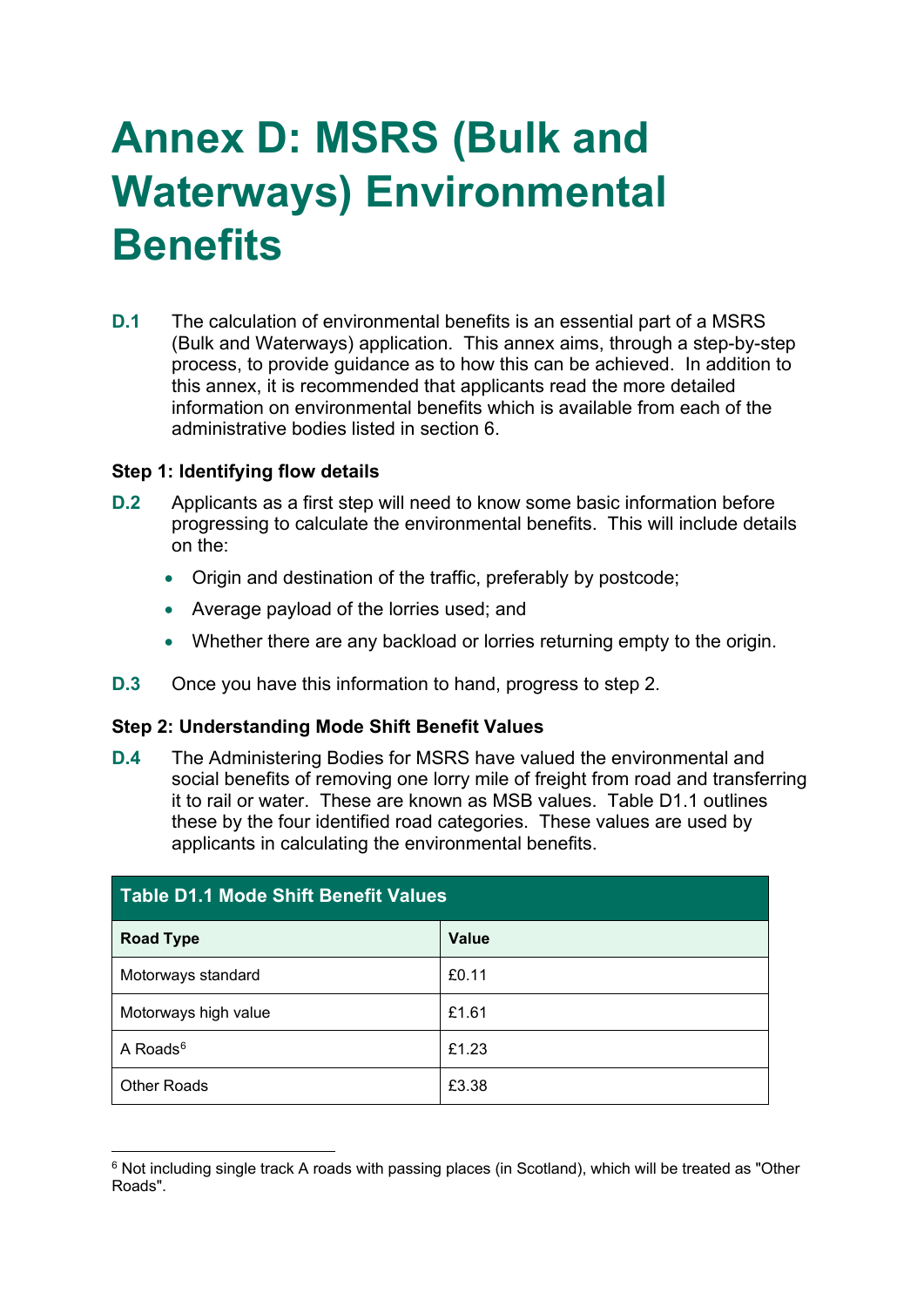# Annex D: MSRS (Bulk and Waterways) Environmental Benefits

**D.1** The calculation of environmental benefits is an essential part of a MSRS (Bulk and Waterways) application. This annex aims, through a step-by-step process, to provide guidance as to how this can be achieved. In addition to this annex, it is recommended that applicants read the more detailed information on environmental benefits which is available from each of the administrative bodies listed in section 6.

**Step 1: Identifying flow details**

**D.2** Applicants as a first step will need to know some basic information before progressing to calculate the environmental benefits. This will include details on the:

- Origin and destination of the traffic, preferably by postcode;
- Average payload of the lorries used; and
- Whether there are any backload or lorries returning empty to the origin.

**D.3** Once you have this information to hand, progress to step 2.

**Step 2: Understanding Mode Shift Benefit Values**

**D.4** The Administering Bodies for MSRS have valued the environmental and social benefits of removing one lorry mile of freight from road and transferring it to rail or water. These are known as MSB values. Table D1.1 outlines these by the four identified road categories. These values are used by applicants in calculating the environmental benefits.

**Table D1.1 Mode Shift Benefit Values**

| Road Type | Value |
|---|---|
| Motorways standard | £0.11 |
| Motorways high value | £1.61 |
| A Roads[6] | £1.23 |
| Other Roads | £3.38 |

[6] Not including single track A roads with passing places (in Scotland), which will be treated as "Other Roads".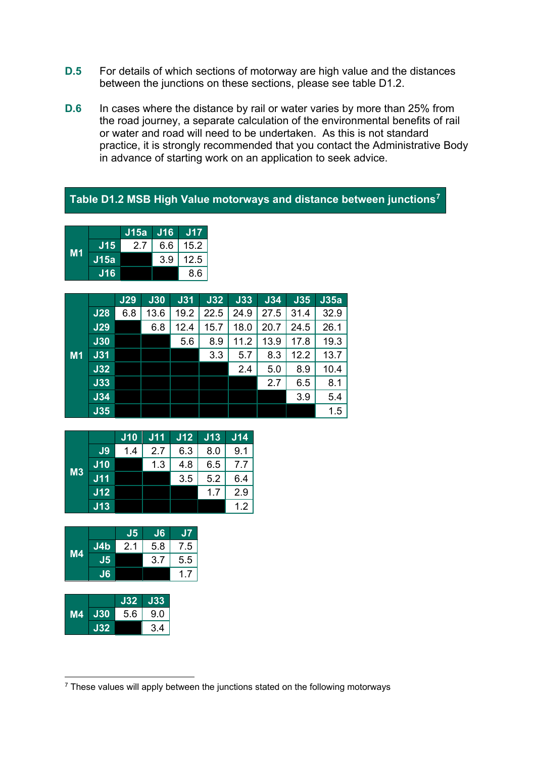**D.5** For details of which sections of motorway are high value and the distances between the junctions on these sections, please see table D1.2.

**D.6** In cases where the distance by rail or water varies by more than 25% from the road journey, a separate calculation of the environmental benefits of rail or water and road will need to be undertaken. As this is not standard practice, it is strongly recommended that you contact the Administrative Body in advance of starting work on an application to seek advice.

**Table D1.2 MSB High Value motorways and distance between junctions**[7]

| M1 | | J15a | J16 | J17 |
|---|---|---|---|---|
| | J15 | 2.7 | 6.6 | 15.2 |
| | J15a | | 3.9 | 12.5 |
| | J16 | | | 8.6 |

| M1 | | J29 | J30 | J31 | J32 | J33 | J34 | J35 | J35a |
|---|---|---|---|---|---|---|---|---|---|
| | J28 | 6.8 | 13.6 | 19.2 | 22.5 | 24.9 | 27.5 | 31.4 | 32.9 |
| | J29 | | 6.8 | 12.4 | 15.7 | 18.0 | 20.7 | 24.5 | 26.1 |
| | J30 | | | 5.6 | 8.9 | 11.2 | 13.9 | 17.8 | 19.3 |
| | J31 | | | | 3.3 | 5.7 | 8.3 | 12.2 | 13.7 |
| | J32 | | | | | 2.4 | 5.0 | 8.9 | 10.4 |
| | J33 | | | | | | 2.7 | 6.5 | 8.1 |
| | J34 | | | | | | | 3.9 | 5.4 |
| | J35 | | | | | | | | 1.5 |

| M3 | | J10 | J11 | J12 | J13 | J14 |
|---|---|---|---|---|---|---|
| | J9 | 1.4 | 2.7 | 6.3 | 8.0 | 9.1 |
| | J10 | | 1.3 | 4.8 | 6.5 | 7.7 |
| | J11 | | | 3.5 | 5.2 | 6.4 |
| | J12 | | | | 1.7 | 2.9 |
| | J13 | | | | | 1.2 |

| M4 | | J5 | J6 | J7 |
|---|---|---|---|---|
| | J4b | 2.1 | 5.8 | 7.5 |
| | J5 | | 3.7 | 5.5 |
| | J6 | | | 1.7 |

| M4 | | J32 | J33 |
|---|---|---|---|
| | J30 | 5.6 | 9.0 |
| | J32 | | 3.4 |

[7] These values will apply between the junctions stated on the following motorways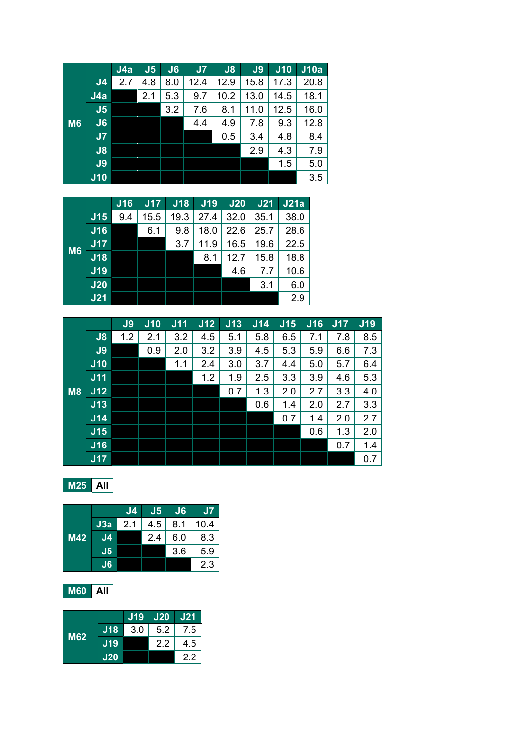| M6 | | J4a | J5 | J6 | J7 | J8 | J9 | J10 | J10a |
|---|---|---|---|---|---|---|---|---|---|
| | J4 | 2.7 | 4.8 | 8.0 | 12.4 | 12.9 | 15.8 | 17.3 | 20.8 |
| | J4a | | 2.1 | 5.3 | 9.7 | 10.2 | 13.0 | 14.5 | 18.1 |
| | J5 | | | 3.2 | 7.6 | 8.1 | 11.0 | 12.5 | 16.0 |
| | J6 | | | | 4.4 | 4.9 | 7.8 | 9.3 | 12.8 |
| | J7 | | | | | 0.5 | 3.4 | 4.8 | 8.4 |
| | J8 | | | | | | 2.9 | 4.3 | 7.9 |
| | J9 | | | | | | | 1.5 | 5.0 |
| | J10 | | | | | | | | 3.5 |

| M6 | | J16 | J17 | J18 | J19 | J20 | J21 | J21a |
|---|---|---|---|---|---|---|---|---|
| | J15 | 9.4 | 15.5 | 19.3 | 27.4 | 32.0 | 35.1 | 38.0 |
| | J16 | | 6.1 | 9.8 | 18.0 | 22.6 | 25.7 | 28.6 |
| | J17 | | | 3.7 | 11.9 | 16.5 | 19.6 | 22.5 |
| | J18 | | | | 8.1 | 12.7 | 15.8 | 18.8 |
| | J19 | | | | | 4.6 | 7.7 | 10.6 |
| | J20 | | | | | | 3.1 | 6.0 |
| | J21 | | | | | | | 2.9 |

| M8 | | J9 | J10 | J11 | J12 | J13 | J14 | J15 | J16 | J17 | J19 |
|---|---|---|---|---|---|---|---|---|---|---|---|
| | J8 | 1.2 | 2.1 | 3.2 | 4.5 | 5.1 | 5.8 | 6.5 | 7.1 | 7.8 | 8.5 |
| | J9 | | 0.9 | 2.0 | 3.2 | 3.9 | 4.5 | 5.3 | 5.9 | 6.6 | 7.3 |
| | J10 | | | 1.1 | 2.4 | 3.0 | 3.7 | 4.4 | 5.0 | 5.7 | 6.4 |
| | J11 | | | | 1.2 | 1.9 | 2.5 | 3.3 | 3.9 | 4.6 | 5.3 |
| | J12 | | | | | 0.7 | 1.3 | 2.0 | 2.7 | 3.3 | 4.0 |
| | J13 | | | | | | 0.6 | 1.4 | 2.0 | 2.7 | 3.3 |
| | J14 | | | | | | | 0.7 | 1.4 | 2.0 | 2.7 |
| | J15 | | | | | | | | 0.6 | 1.3 | 2.0 |
| | J16 | | | | | | | | | 0.7 | 1.4 |
| | J17 | | | | | | | | | | 0.7 |

| M25 | All |
|---|---|

| M42 | | J4 | J5 | J6 | J7 |
|---|---|---|---|---|---|
| | J3a | 2.1 | 4.5 | 8.1 | 10.4 |
| | J4 | | 2.4 | 6.0 | 8.3 |
| | J5 | | | 3.6 | 5.9 |
| | J6 | | | | 2.3 |

| M60 | All |
|---|---|

| M62 | | J19 | J20 | J21 |
|---|---|---|---|---|
| | J18 | 3.0 | 5.2 | 7.5 |
| | J19 | | 2.2 | 4.5 |
| | J20 | | | 2.2 |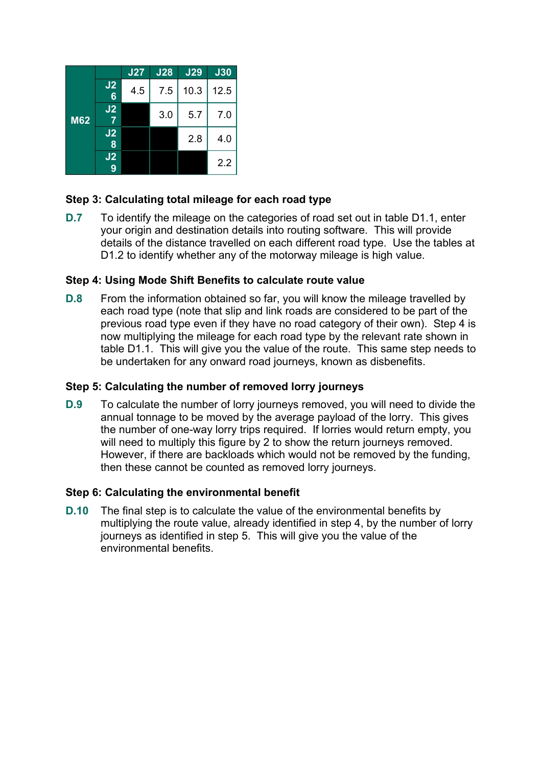| M62 | | J27 | J28 | J29 | J30 |
|---|---|---|---|---|---|
| | J26 | 4.5 | 7.5 | 10.3 | 12.5 |
| | J27 | | 3.0 | 5.7 | 7.0 |
| | J28 | | | 2.8 | 4.0 |
| | J29 | | | | 2.2 |

### Step 3: Calculating total mileage for each road type

**D.7** To identify the mileage on the categories of road set out in table D1.1, enter your origin and destination details into routing software. This will provide details of the distance travelled on each different road type. Use the tables at D1.2 to identify whether any of the motorway mileage is high value.

### Step 4: Using Mode Shift Benefits to calculate route value

**D.8** From the information obtained so far, you will know the mileage travelled by each road type (note that slip and link roads are considered to be part of the previous road type even if they have no road category of their own). Step 4 is now multiplying the mileage for each road type by the relevant rate shown in table D1.1. This will give you the value of the route. This same step needs to be undertaken for any onward road journeys, known as disbenefits.

### Step 5: Calculating the number of removed lorry journeys

**D.9** To calculate the number of lorry journeys removed, you will need to divide the annual tonnage to be moved by the average payload of the lorry. This gives the number of one-way lorry trips required. If lorries would return empty, you will need to multiply this figure by 2 to show the return journeys removed. However, if there are backloads which would not be removed by the funding, then these cannot be counted as removed lorry journeys.

### Step 6: Calculating the environmental benefit

**D.10** The final step is to calculate the value of the environmental benefits by multiplying the route value, already identified in step 4, by the number of lorry journeys as identified in step 5. This will give you the value of the environmental benefits.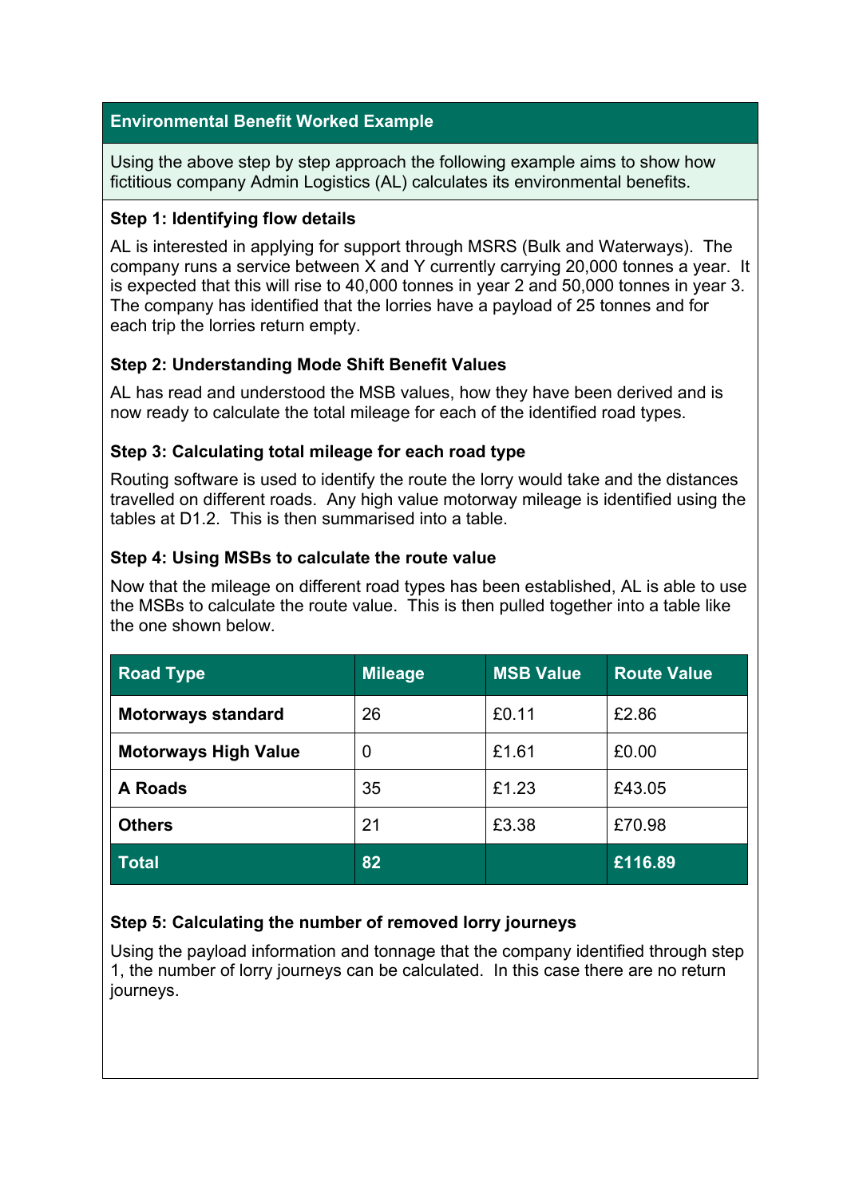## Environmental Benefit Worked Example

Using the above step by step approach the following example aims to show how fictitious company Admin Logistics (AL) calculates its environmental benefits.

### Step 1: Identifying flow details

AL is interested in applying for support through MSRS (Bulk and Waterways). The company runs a service between X and Y currently carrying 20,000 tonnes a year. It is expected that this will rise to 40,000 tonnes in year 2 and 50,000 tonnes in year 3. The company has identified that the lorries have a payload of 25 tonnes and for each trip the lorries return empty.

### Step 2: Understanding Mode Shift Benefit Values

AL has read and understood the MSB values, how they have been derived and is now ready to calculate the total mileage for each of the identified road types.

### Step 3: Calculating total mileage for each road type

Routing software is used to identify the route the lorry would take and the distances travelled on different roads. Any high value motorway mileage is identified using the tables at D1.2. This is then summarised into a table.

### Step 4: Using MSBs to calculate the route value

Now that the mileage on different road types has been established, AL is able to use the MSBs to calculate the route value. This is then pulled together into a table like the one shown below.

| Road Type | Mileage | MSB Value | Route Value |
|---|---|---|---|
| **Motorways standard** | 26 | £0.11 | £2.86 |
| **Motorways High Value** | 0 | £1.61 | £0.00 |
| **A Roads** | 35 | £1.23 | £43.05 |
| **Others** | 21 | £3.38 | £70.98 |
| **Total** | **82** | | **£116.89** |

### Step 5: Calculating the number of removed lorry journeys

Using the payload information and tonnage that the company identified through step 1, the number of lorry journeys can be calculated. In this case there are no return journeys.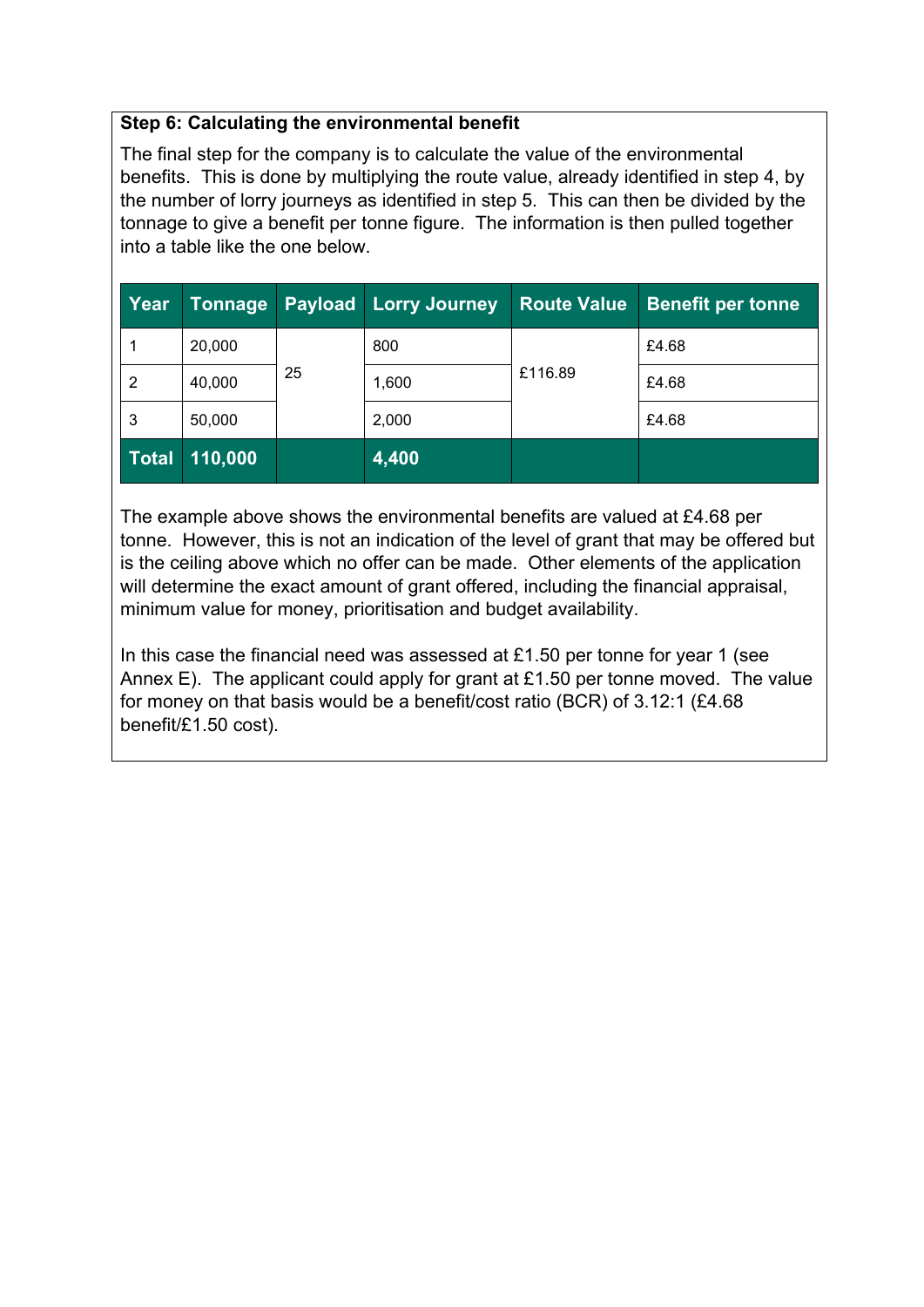**Step 6: Calculating the environmental benefit**

The final step for the company is to calculate the value of the environmental benefits. This is done by multiplying the route value, already identified in step 4, by the number of lorry journeys as identified in step 5. This can then be divided by the tonnage to give a benefit per tonne figure. The information is then pulled together into a table like the one below.

| Year | Tonnage | Payload | Lorry Journey | Route Value | Benefit per tonne |
|---|---|---|---|---|---|
| 1 | 20,000 | 25 | 800 | £116.89 | £4.68 |
| 2 | 40,000 | | 1,600 | | £4.68 |
| 3 | 50,000 | | 2,000 | | £4.68 |
| **Total** | **110,000** | | **4,400** | | |

The example above shows the environmental benefits are valued at £4.68 per tonne. However, this is not an indication of the level of grant that may be offered but is the ceiling above which no offer can be made. Other elements of the application will determine the exact amount of grant offered, including the financial appraisal, minimum value for money, prioritisation and budget availability.

In this case the financial need was assessed at £1.50 per tonne for year 1 (see Annex E). The applicant could apply for grant at £1.50 per tonne moved. The value for money on that basis would be a benefit/cost ratio (BCR) of 3.12:1 (£4.68 benefit/£1.50 cost).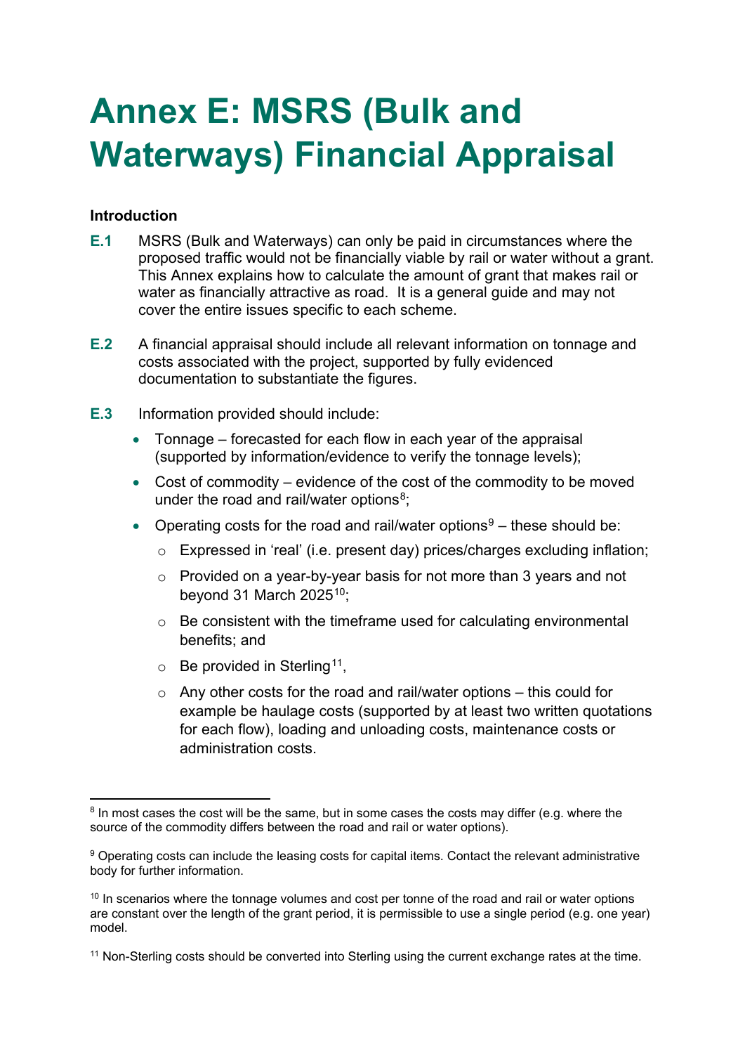# Annex E: MSRS (Bulk and Waterways) Financial Appraisal

**Introduction**

**E.1** MSRS (Bulk and Waterways) can only be paid in circumstances where the proposed traffic would not be financially viable by rail or water without a grant. This Annex explains how to calculate the amount of grant that makes rail or water as financially attractive as road. It is a general guide and may not cover the entire issues specific to each scheme.

**E.2** A financial appraisal should include all relevant information on tonnage and costs associated with the project, supported by fully evidenced documentation to substantiate the figures.

**E.3** Information provided should include:

- Tonnage – forecasted for each flow in each year of the appraisal (supported by information/evidence to verify the tonnage levels);
- Cost of commodity – evidence of the cost of the commodity to be moved under the road and rail/water options[8];
- Operating costs for the road and rail/water options[9] – these should be:
  - Expressed in 'real' (i.e. present day) prices/charges excluding inflation;
  - Provided on a year-by-year basis for not more than 3 years and not beyond 31 March 2025[10];
  - Be consistent with the timeframe used for calculating environmental benefits; and
  - Be provided in Sterling[11],
  - Any other costs for the road and rail/water options – this could for example be haulage costs (supported by at least two written quotations for each flow), loading and unloading costs, maintenance costs or administration costs.

---

[8] In most cases the cost will be the same, but in some cases the costs may differ (e.g. where the source of the commodity differs between the road and rail or water options).

[9] Operating costs can include the leasing costs for capital items. Contact the relevant administrative body for further information.

[10] In scenarios where the tonnage volumes and cost per tonne of the road and rail or water options are constant over the length of the grant period, it is permissible to use a single period (e.g. one year) model.

[11] Non-Sterling costs should be converted into Sterling using the current exchange rates at the time.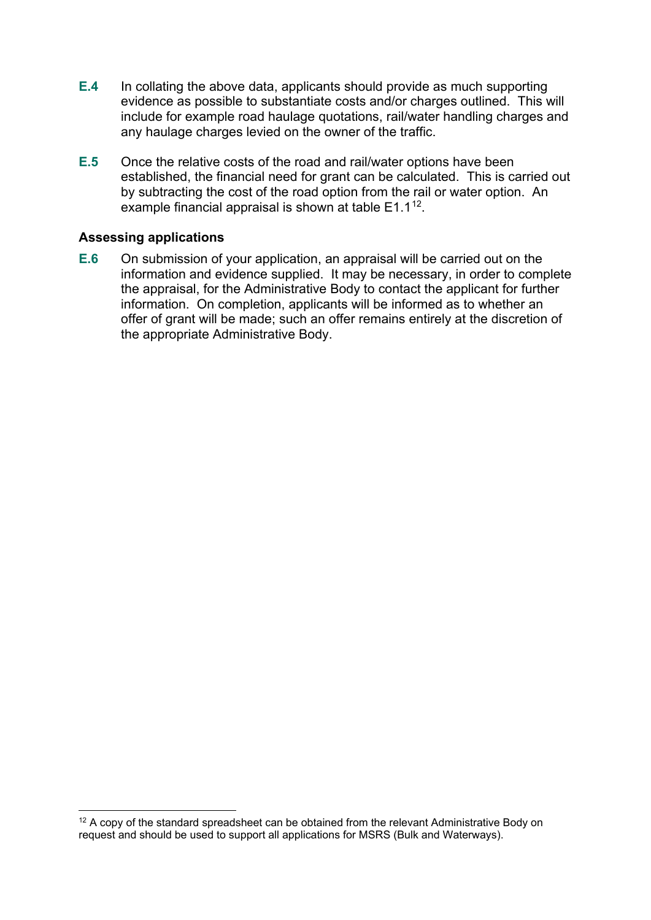**E.4** In collating the above data, applicants should provide as much supporting evidence as possible to substantiate costs and/or charges outlined. This will include for example road haulage quotations, rail/water handling charges and any haulage charges levied on the owner of the traffic.

**E.5** Once the relative costs of the road and rail/water options have been established, the financial need for grant can be calculated. This is carried out by subtracting the cost of the road option from the rail or water option. An example financial appraisal is shown at table E1.1[12].

### Assessing applications

**E.6** On submission of your application, an appraisal will be carried out on the information and evidence supplied. It may be necessary, in order to complete the appraisal, for the Administrative Body to contact the applicant for further information. On completion, applicants will be informed as to whether an offer of grant will be made; such an offer remains entirely at the discretion of the appropriate Administrative Body.

---

[12] A copy of the standard spreadsheet can be obtained from the relevant Administrative Body on request and should be used to support all applications for MSRS (Bulk and Waterways).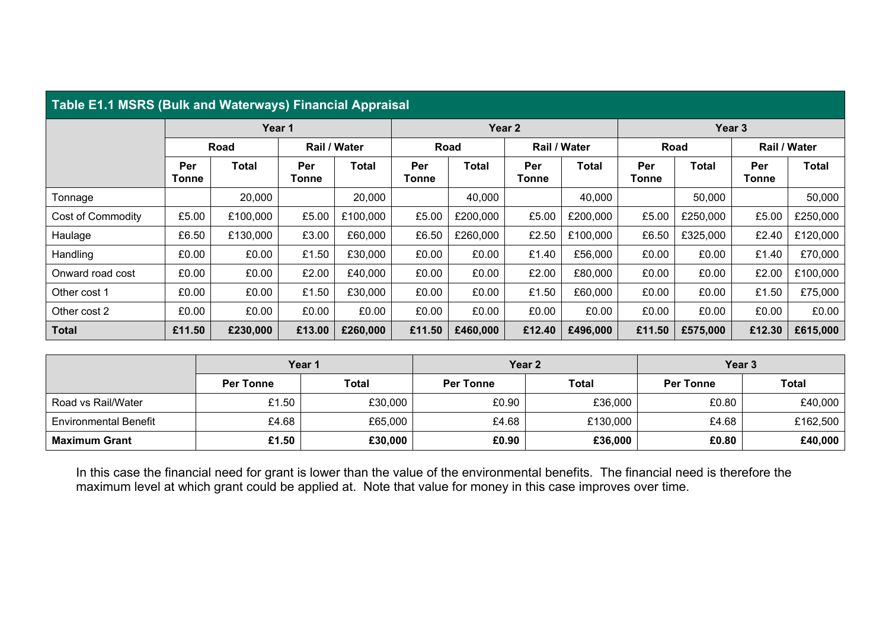## Table E1.1 MSRS (Bulk and Waterways) Financial Appraisal

| | Year 1 | | | | Year 2 | | | | Year 3 | | | |
|---|---|---|---|---|---|---|---|---|---|---|---|---|
| | Road | | Rail / Water | | Road | | Rail / Water | | Road | | Rail / Water | |
| | Per Tonne | Total | Per Tonne | Total | Per Tonne | Total | Per Tonne | Total | Per Tonne | Total | Per Tonne | Total |
| Tonnage | | 20,000 | | 20,000 | | 40,000 | | 40,000 | | 50,000 | | 50,000 |
| Cost of Commodity | £5.00 | £100,000 | £5.00 | £100,000 | £5.00 | £200,000 | £5.00 | £200,000 | £5.00 | £250,000 | £5.00 | £250,000 |
| Haulage | £6.50 | £130,000 | £3.00 | £60,000 | £6.50 | £260,000 | £2.50 | £100,000 | £6.50 | £325,000 | £2.40 | £120,000 |
| Handling | £0.00 | £0.00 | £1.50 | £30,000 | £0.00 | £0.00 | £1.40 | £56,000 | £0.00 | £0.00 | £1.40 | £70,000 |
| Onward road cost | £0.00 | £0.00 | £2.00 | £40,000 | £0.00 | £0.00 | £2.00 | £80,000 | £0.00 | £0.00 | £2.00 | £100,000 |
| Other cost 1 | £0.00 | £0.00 | £1.50 | £30,000 | £0.00 | £0.00 | £1.50 | £60,000 | £0.00 | £0.00 | £1.50 | £75,000 |
| Other cost 2 | £0.00 | £0.00 | £0.00 | £0.00 | £0.00 | £0.00 | £0.00 | £0.00 | £0.00 | £0.00 | £0.00 | £0.00 |
| **Total** | **£11.50** | **£230,000** | **£13.00** | **£260,000** | **£11.50** | **£460,000** | **£12.40** | **£496,000** | **£11.50** | **£575,000** | **£12.30** | **£615,000** |

| | Year 1 | | Year 2 | | Year 3 | |
|---|---|---|---|---|---|---|
| | Per Tonne | Total | Per Tonne | Total | Per Tonne | Total |
| Road vs Rail/Water | £1.50 | £30,000 | £0.90 | £36,000 | £0.80 | £40,000 |
| Environmental Benefit | £4.68 | £65,000 | £4.68 | £130,000 | £4.68 | £162,500 |
| **Maximum Grant** | **£1.50** | **£30,000** | **£0.90** | **£36,000** | **£0.80** | **£40,000** |

In this case the financial need for grant is lower than the value of the environmental benefits. The financial need is therefore the maximum level at which grant could be applied at. Note that value for money in this case improves over time.